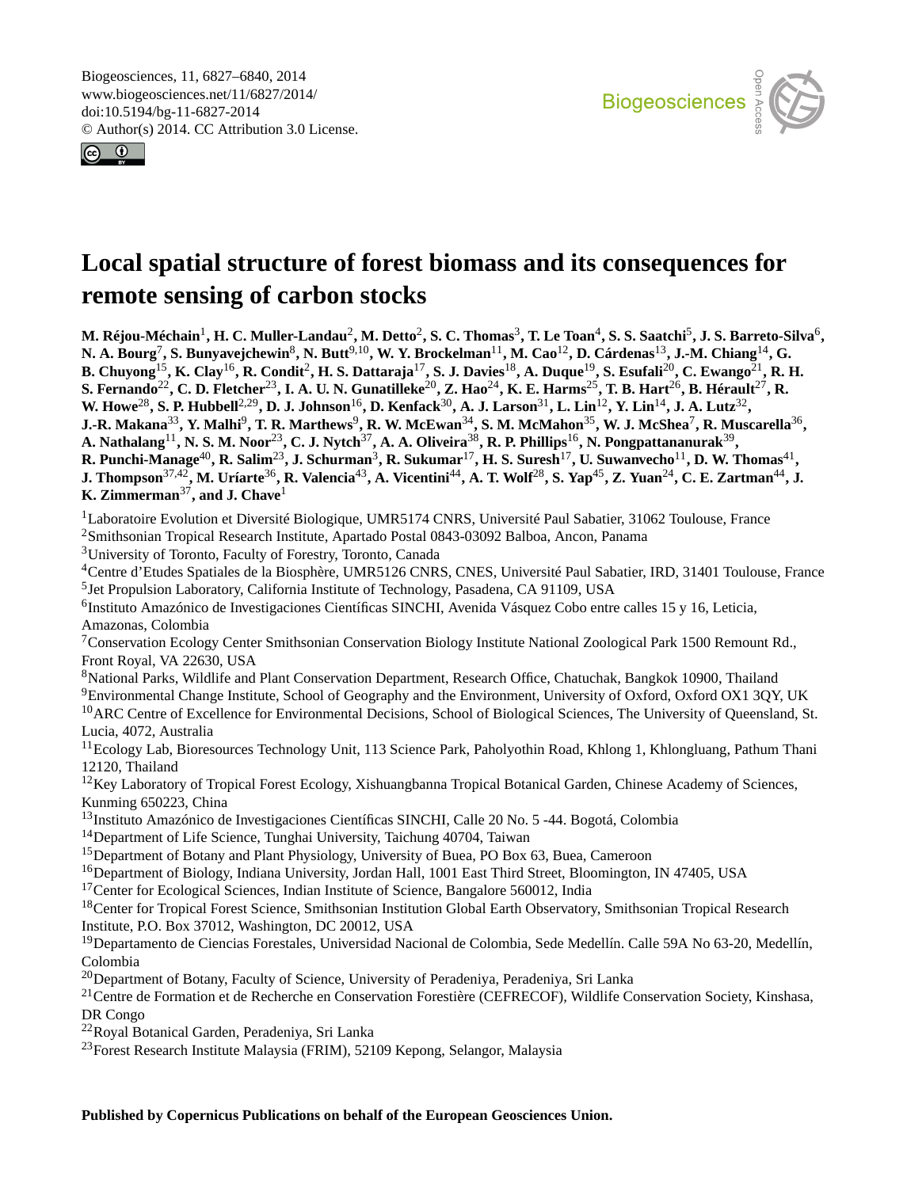# Local spatial structure of forest biomass and its consequences for remote sensing of carbon stocks

**M. Réjou-Méchain**[1], **H. C. Muller-Landau**[2], **M. Detto**[2], **S. C. Thomas**[3], **T. Le Toan**[4], **S. S. Saatchi**[5], **J. S. Barreto-Silva**[6], **N. A. Bourg**[7], **S. Bunyavejchewin**[8], **N. Butt**[9,10], **W. Y. Brockelman**[11], **M. Cao**[12], **D. Cárdenas**[13], **J.-M. Chiang**[14], **G. B. Chuyong**[15], **K. Clay**[16], **R. Condit**[2], **H. S. Dattaraja**[17], **S. J. Davies**[18], **A. Duque**[19], **S. Esufali**[20], **C. Ewango**[21], **R. H. S. Fernando**[22], **C. D. Fletcher**[23], **I. A. U. N. Gunatilleke**[20], **Z. Hao**[24], **K. E. Harms**[25], **T. B. Hart**[26], **B. Hérault**[27], **R. W. Howe**[28], **S. P. Hubbell**[2,29], **D. J. Johnson**[16], **D. Kenfack**[30], **A. J. Larson**[31], **L. Lin**[12], **Y. Lin**[14], **J. A. Lutz**[32], **J.-R. Makana**[33], **Y. Malhi**[9], **T. R. Marthews**[9], **R. W. McEwan**[34], **S. M. McMahon**[35], **W. J. McShea**[7], **R. Muscarella**[36], **A. Nathalang**[11], **N. S. M. Noor**[23], **C. J. Nytch**[37], **A. A. Oliveira**[38], **R. P. Phillips**[16], **N. Pongpattananurak**[39], **R. Punchi-Manage**[40], **R. Salim**[23], **J. Schurman**[3], **R. Sukumar**[17], **H. S. Suresh**[17], **U. Suwanvecho**[11], **D. W. Thomas**[41], **J. Thompson**[37,42], **M. Uríarte**[36], **R. Valencia**[43], **A. Vicentini**[44], **A. T. Wolf**[28], **S. Yap**[45], **Z. Yuan**[24], **C. E. Zartman**[44], **J. K. Zimmerman**[37], **and J. Chave**[1]

[1]Laboratoire Evolution et Diversité Biologique, UMR5174 CNRS, Université Paul Sabatier, 31062 Toulouse, France
[2]Smithsonian Tropical Research Institute, Apartado Postal 0843-03092 Balboa, Ancon, Panama
[3]University of Toronto, Faculty of Forestry, Toronto, Canada
[4]Centre d'Etudes Spatiales de la Biosphère, UMR5126 CNRS, CNES, Université Paul Sabatier, IRD, 31401 Toulouse, France
[5]Jet Propulsion Laboratory, California Institute of Technology, Pasadena, CA 91109, USA
[6]Instituto Amazónico de Investigaciones Científicas SINCHI, Avenida Vásquez Cobo entre calles 15 y 16, Leticia, Amazonas, Colombia
[7]Conservation Ecology Center Smithsonian Conservation Biology Institute National Zoological Park 1500 Remount Rd., Front Royal, VA 22630, USA
[8]National Parks, Wildlife and Plant Conservation Department, Research Office, Chatuchak, Bangkok 10900, Thailand
[9]Environmental Change Institute, School of Geography and the Environment, University of Oxford, Oxford OX1 3QY, UK
[10]ARC Centre of Excellence for Environmental Decisions, School of Biological Sciences, The University of Queensland, St. Lucia, 4072, Australia
[11]Ecology Lab, Bioresources Technology Unit, 113 Science Park, Paholyothin Road, Khlong 1, Khlongluang, Pathum Thani 12120, Thailand
[12]Key Laboratory of Tropical Forest Ecology, Xishuangbanna Tropical Botanical Garden, Chinese Academy of Sciences, Kunming 650223, China
[13]Instituto Amazónico de Investigaciones Científicas SINCHI, Calle 20 No. 5 -44. Bogotá, Colombia
[14]Department of Life Science, Tunghai University, Taichung 40704, Taiwan
[15]Department of Botany and Plant Physiology, University of Buea, PO Box 63, Buea, Cameroon
[16]Department of Biology, Indiana University, Jordan Hall, 1001 East Third Street, Bloomington, IN 47405, USA
[17]Center for Ecological Sciences, Indian Institute of Science, Bangalore 560012, India
[18]Center for Tropical Forest Science, Smithsonian Institution Global Earth Observatory, Smithsonian Tropical Research Institute, P.O. Box 37012, Washington, DC 20012, USA
[19]Departamento de Ciencias Forestales, Universidad Nacional de Colombia, Sede Medellín. Calle 59A No 63-20, Medellín, Colombia
[20]Department of Botany, Faculty of Science, University of Peradeniya, Peradeniya, Sri Lanka
[21]Centre de Formation et de Recherche en Conservation Forestière (CEFRECOF), Wildlife Conservation Society, Kinshasa, DR Congo
[22]Royal Botanical Garden, Peradeniya, Sri Lanka
[23]Forest Research Institute Malaysia (FRIM), 52109 Kepong, Selangor, Malaysia

**Published by Copernicus Publications on behalf of the European Geosciences Union.**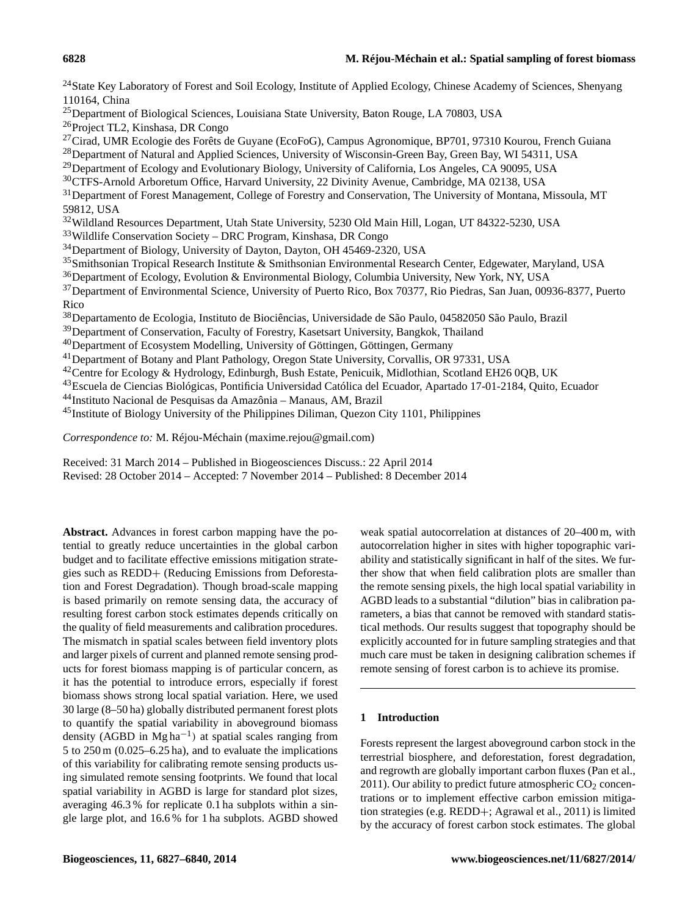[24]State Key Laboratory of Forest and Soil Ecology, Institute of Applied Ecology, Chinese Academy of Sciences, Shenyang 110164, China
[25]Department of Biological Sciences, Louisiana State University, Baton Rouge, LA 70803, USA
[26]Project TL2, Kinshasa, DR Congo
[27]Cirad, UMR Ecologie des Forêts de Guyane (EcoFoG), Campus Agronomique, BP701, 97310 Kourou, French Guiana
[28]Department of Natural and Applied Sciences, University of Wisconsin-Green Bay, Green Bay, WI 54311, USA
[29]Department of Ecology and Evolutionary Biology, University of California, Los Angeles, CA 90095, USA
[30]CTFS-Arnold Arboretum Office, Harvard University, 22 Divinity Avenue, Cambridge, MA 02138, USA
[31]Department of Forest Management, College of Forestry and Conservation, The University of Montana, Missoula, MT 59812, USA
[32]Wildland Resources Department, Utah State University, 5230 Old Main Hill, Logan, UT 84322-5230, USA
[33]Wildlife Conservation Society – DRC Program, Kinshasa, DR Congo
[34]Department of Biology, University of Dayton, Dayton, OH 45469-2320, USA
[35]Smithsonian Tropical Research Institute & Smithsonian Environmental Research Center, Edgewater, Maryland, USA
[36]Department of Ecology, Evolution & Environmental Biology, Columbia University, New York, NY, USA
[37]Department of Environmental Science, University of Puerto Rico, Box 70377, Rio Piedras, San Juan, 00936-8377, Puerto Rico
[38]Departamento de Ecologia, Instituto de Biociências, Universidade de São Paulo, 04582050 São Paulo, Brazil
[39]Department of Conservation, Faculty of Forestry, Kasetsart University, Bangkok, Thailand
[40]Department of Ecosystem Modelling, University of Göttingen, Göttingen, Germany
[41]Department of Botany and Plant Pathology, Oregon State University, Corvallis, OR 97331, USA
[42]Centre for Ecology & Hydrology, Edinburgh, Bush Estate, Penicuik, Midlothian, Scotland EH26 0QB, UK
[43]Escuela de Ciencias Biológicas, Pontificia Universidad Católica del Ecuador, Apartado 17-01-2184, Quito, Ecuador
[44]Instituto Nacional de Pesquisas da Amazônia – Manaus, AM, Brazil
[45]Institute of Biology University of the Philippines Diliman, Quezon City 1101, Philippines

*Correspondence to:* M. Réjou-Méchain (maxime.rejou@gmail.com)

Received: 31 March 2014 – Published in Biogeosciences Discuss.: 22 April 2014
Revised: 28 October 2014 – Accepted: 7 November 2014 – Published: 8 December 2014

**Abstract.** Advances in forest carbon mapping have the potential to greatly reduce uncertainties in the global carbon budget and to facilitate effective emissions mitigation strategies such as REDD+ (Reducing Emissions from Deforestation and Forest Degradation). Though broad-scale mapping is based primarily on remote sensing data, the accuracy of resulting forest carbon stock estimates depends critically on the quality of field measurements and calibration procedures. The mismatch in spatial scales between field inventory plots and larger pixels of current and planned remote sensing products for forest biomass mapping is of particular concern, as it has the potential to introduce errors, especially if forest biomass shows strong local spatial variation. Here, we used 30 large (8–50 ha) globally distributed permanent forest plots to quantify the spatial variability in aboveground biomass density (AGBD in $\mathrm{Mg\,ha^{-1}}$) at spatial scales ranging from 5 to 250 m (0.025–6.25 ha), and to evaluate the implications of this variability for calibrating remote sensing products using simulated remote sensing footprints. We found that local spatial variability in AGBD is large for standard plot sizes, averaging 46.3 % for replicate 0.1 ha subplots within a single large plot, and 16.6 % for 1 ha subplots. AGBD showed weak spatial autocorrelation at distances of 20–400 m, with autocorrelation higher in sites with higher topographic variability and statistically significant in half of the sites. We further show that when field calibration plots are smaller than the remote sensing pixels, the high local spatial variability in AGBD leads to a substantial "dilution" bias in calibration parameters, a bias that cannot be removed with standard statistical methods. Our results suggest that topography should be explicitly accounted for in future sampling strategies and that much care must be taken in designing calibration schemes if remote sensing of forest carbon is to achieve its promise.

## 1 Introduction

Forests represent the largest aboveground carbon stock in the terrestrial biosphere, and deforestation, forest degradation, and regrowth are globally important carbon fluxes (Pan et al., 2011). Our ability to predict future atmospheric $CO_2$ concentrations or to implement effective carbon emission mitigation strategies (e.g. REDD+; Agrawal et al., 2011) is limited by the accuracy of forest carbon stock estimates. The global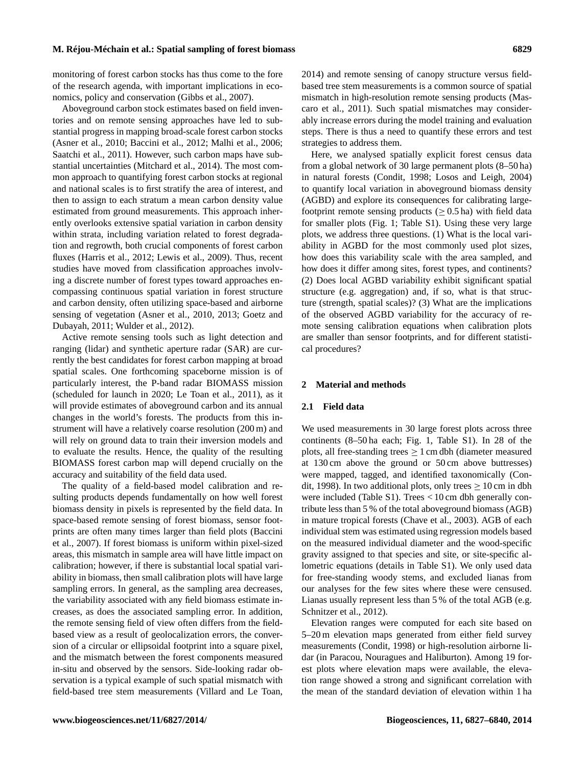monitoring of forest carbon stocks has thus come to the fore of the research agenda, with important implications in economics, policy and conservation (Gibbs et al., 2007).

Aboveground carbon stock estimates based on field inventories and on remote sensing approaches have led to substantial progress in mapping broad-scale forest carbon stocks (Asner et al., 2010; Baccini et al., 2012; Malhi et al., 2006; Saatchi et al., 2011). However, such carbon maps have substantial uncertainties (Mitchard et al., 2014). The most common approach to quantifying forest carbon stocks at regional and national scales is to first stratify the area of interest, and then to assign to each stratum a mean carbon density value estimated from ground measurements. This approach inherently overlooks extensive spatial variation in carbon density within strata, including variation related to forest degradation and regrowth, both crucial components of forest carbon fluxes (Harris et al., 2012; Lewis et al., 2009). Thus, recent studies have moved from classification approaches involving a discrete number of forest types toward approaches encompassing continuous spatial variation in forest structure and carbon density, often utilizing space-based and airborne sensing of vegetation (Asner et al., 2010, 2013; Goetz and Dubayah, 2011; Wulder et al., 2012).

Active remote sensing tools such as light detection and ranging (lidar) and synthetic aperture radar (SAR) are currently the best candidates for forest carbon mapping at broad spatial scales. One forthcoming spaceborne mission is of particularly interest, the P-band radar BIOMASS mission (scheduled for launch in 2020; Le Toan et al., 2011), as it will provide estimates of aboveground carbon and its annual changes in the world's forests. The products from this instrument will have a relatively coarse resolution (200 m) and will rely on ground data to train their inversion models and to evaluate the results. Hence, the quality of the resulting BIOMASS forest carbon map will depend crucially on the accuracy and suitability of the field data used.

The quality of a field-based model calibration and resulting products depends fundamentally on how well forest biomass density in pixels is represented by the field data. In space-based remote sensing of forest biomass, sensor footprints are often many times larger than field plots (Baccini et al., 2007). If forest biomass is uniform within pixel-sized areas, this mismatch in sample area will have little impact on calibration; however, if there is substantial local spatial variability in biomass, then small calibration plots will have large sampling errors. In general, as the sampling area decreases, the variability associated with any field biomass estimate increases, as does the associated sampling error. In addition, the remote sensing field of view often differs from the field-based view as a result of geolocalization errors, the conversion of a circular or ellipsoidal footprint into a square pixel, and the mismatch between the forest components measured in-situ and observed by the sensors. Side-looking radar observation is a typical example of such spatial mismatch with field-based tree stem measurements (Villard and Le Toan, 2014) and remote sensing of canopy structure versus field-based tree stem measurements is a common source of spatial mismatch in high-resolution remote sensing products (Mascaro et al., 2011). Such spatial mismatches may considerably increase errors during the model training and evaluation steps. There is thus a need to quantify these errors and test strategies to address them.

Here, we analysed spatially explicit forest census data from a global network of 30 large permanent plots (8–50 ha) in natural forests (Condit, 1998; Losos and Leigh, 2004) to quantify local variation in aboveground biomass density (AGBD) and explore its consequences for calibrating large-footprint remote sensing products ($\geq 0.5$ ha) with field data for smaller plots (Fig. 1; Table S1). Using these very large plots, we address three questions. (1) What is the local variability in AGBD for the most commonly used plot sizes, how does this variability scale with the area sampled, and how does it differ among sites, forest types, and continents? (2) Does local AGBD variability exhibit significant spatial structure (e.g. aggregation) and, if so, what is that structure (strength, spatial scales)? (3) What are the implications of the observed AGBD variability for the accuracy of remote sensing calibration equations when calibration plots are smaller than sensor footprints, and for different statistical procedures?

## 2 Material and methods

### 2.1 Field data

We used measurements in 30 large forest plots across three continents (8–50 ha each; Fig. 1, Table S1). In 28 of the plots, all free-standing trees $\geq 1$ cm dbh (diameter measured at 130 cm above the ground or 50 cm above buttresses) were mapped, tagged, and identified taxonomically (Condit, 1998). In two additional plots, only trees $\geq 10$ cm in dbh were included (Table S1). Trees $< 10$ cm dbh generally contribute less than 5 % of the total aboveground biomass (AGB) in mature tropical forests (Chave et al., 2003). AGB of each individual stem was estimated using regression models based on the measured individual diameter and the wood-specific gravity assigned to that species and site, or site-specific allometric equations (details in Table S1). We only used data for free-standing woody stems, and excluded lianas from our analyses for the few sites where these were censused. Lianas usually represent less than 5 % of the total AGB (e.g. Schnitzer et al., 2012).

Elevation ranges were computed for each site based on 5–20 m elevation maps generated from either field survey measurements (Condit, 1998) or high-resolution airborne lidar (in Paracou, Nouragues and Haliburton). Among 19 forest plots where elevation maps were available, the elevation range showed a strong and significant correlation with the mean of the standard deviation of elevation within 1 ha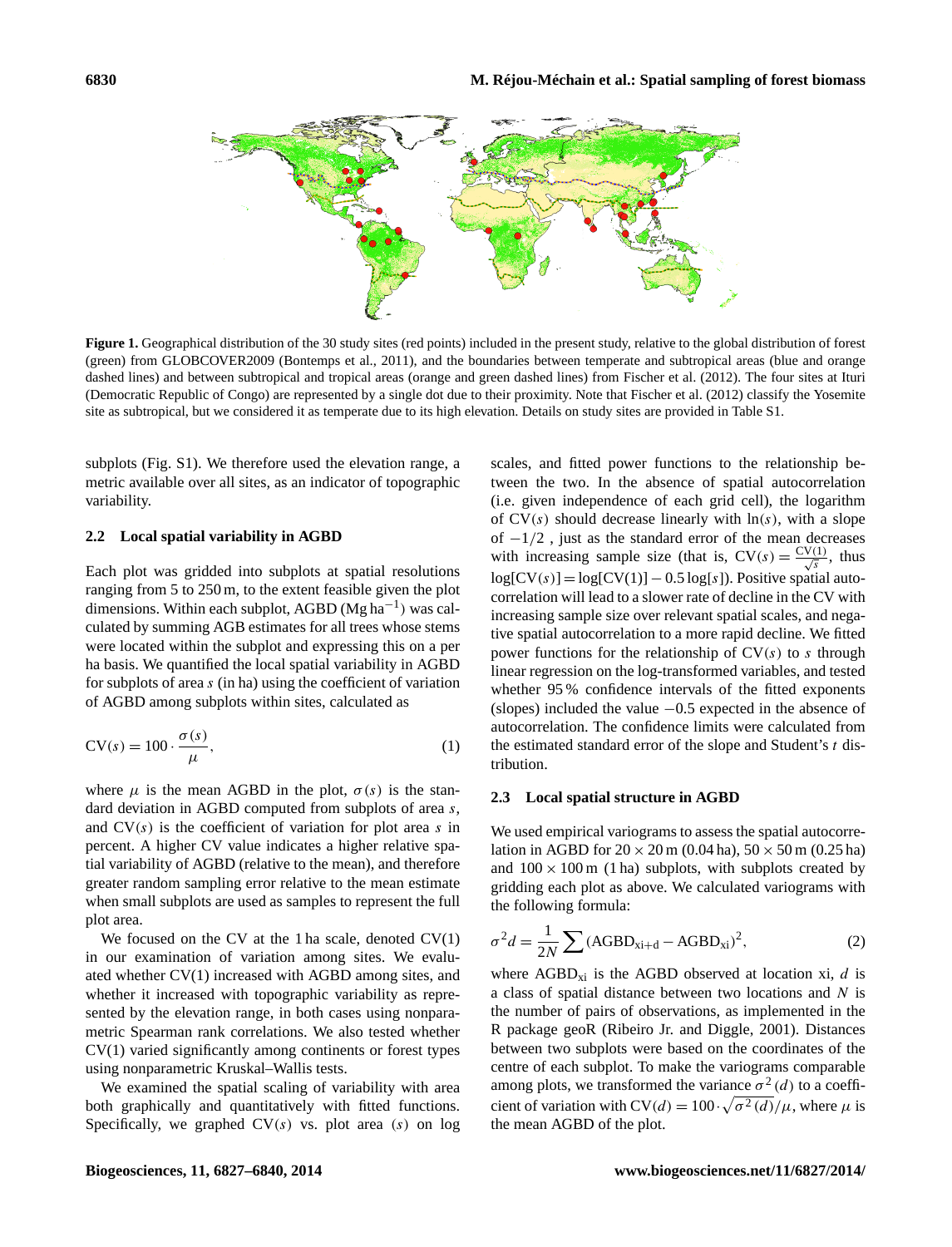**Figure 1.** Geographical distribution of the 30 study sites (red points) included in the present study, relative to the global distribution of forest (green) from GLOBCOVER2009 (Bontemps et al., 2011), and the boundaries between temperate and subtropical areas (blue and orange dashed lines) and between subtropical and tropical areas (orange and green dashed lines) from Fischer et al. (2012). The four sites at Ituri (Democratic Republic of Congo) are represented by a single dot due to their proximity. Note that Fischer et al. (2012) classify the Yosemite site as subtropical, but we considered it as temperate due to its high elevation. Details on study sites are provided in Table S1.

subplots (Fig. S1). We therefore used the elevation range, a metric available over all sites, as an indicator of topographic variability.

### 2.2 Local spatial variability in AGBD

Each plot was gridded into subplots at spatial resolutions ranging from 5 to 250 m, to the extent feasible given the plot dimensions. Within each subplot, AGBD ($\mathrm{Mg\,ha^{-1}}$) was calculated by summing AGB estimates for all trees whose stems were located within the subplot and expressing this on a per ha basis. We quantified the local spatial variability in AGBD for subplots of area $s$ (in ha) using the coefficient of variation of AGBD among subplots within sites, calculated as

$$\mathrm{CV}(s) = 100 \cdot \frac{\sigma(s)}{\mu}, \tag{1}$$

where $\mu$ is the mean AGBD in the plot, $\sigma(s)$ is the standard deviation in AGBD computed from subplots of area $s$, and $\mathrm{CV}(s)$ is the coefficient of variation for plot area $s$ in percent. A higher CV value indicates a higher relative spatial variability of AGBD (relative to the mean), and therefore greater random sampling error relative to the mean estimate when small subplots are used as samples to represent the full plot area.

We focused on the CV at the 1 ha scale, denoted CV(1) in our examination of variation among sites. We evaluated whether CV(1) increased with AGBD among sites, and whether it increased with topographic variability as represented by the elevation range, in both cases using nonparametric Spearman rank correlations. We also tested whether CV(1) varied significantly among continents or forest types using nonparametric Kruskal–Wallis tests.

We examined the spatial scaling of variability with area both graphically and quantitatively with fitted functions. Specifically, we graphed $\mathrm{CV}(s)$ vs. plot area $(s)$ on log scales, and fitted power functions to the relationship between the two. In the absence of spatial autocorrelation (i.e. given independence of each grid cell), the logarithm of $\mathrm{CV}(s)$ should decrease linearly with $\ln(s)$, with a slope of $-1/2$ , just as the standard error of the mean decreases with increasing sample size (that is, $\mathrm{CV}(s) = \frac{\mathrm{CV}(1)}{\sqrt{s}}$, thus $\log[\mathrm{CV}(s)] = \log[\mathrm{CV}(1)] - 0.5\log[s]$). Positive spatial autocorrelation will lead to a slower rate of decline in the CV with increasing sample size over relevant spatial scales, and negative spatial autocorrelation to a more rapid decline. We fitted power functions for the relationship of $\mathrm{CV}(s)$ to $s$ through linear regression on the log-transformed variables, and tested whether 95 % confidence intervals of the fitted exponents (slopes) included the value $-0.5$ expected in the absence of autocorrelation. The confidence limits were calculated from the estimated standard error of the slope and Student's $t$ distribution.

### 2.3 Local spatial structure in AGBD

We used empirical variograms to assess the spatial autocorrelation in AGBD for $20 \times 20$ m (0.04 ha), $50 \times 50$ m (0.25 ha) and $100 \times 100$ m (1 ha) subplots, with subplots created by gridding each plot as above. We calculated variograms with the following formula:

$$\sigma^2 d = \frac{1}{2N} \sum (\mathrm{AGBD_{xi+d}} - \mathrm{AGBD_{xi}})^2, \tag{2}$$

where $\mathrm{AGBD_{xi}}$ is the AGBD observed at location xi, $d$ is a class of spatial distance between two locations and $N$ is the number of pairs of observations, as implemented in the R package geoR (Ribeiro Jr. and Diggle, 2001). Distances between two subplots were based on the coordinates of the centre of each subplot. To make the variograms comparable among plots, we transformed the variance $\sigma^2(d)$ to a coefficient of variation with $\mathrm{CV}(d) = 100 \cdot \sqrt{\sigma^2(d)}/\mu$, where $\mu$ is the mean AGBD of the plot.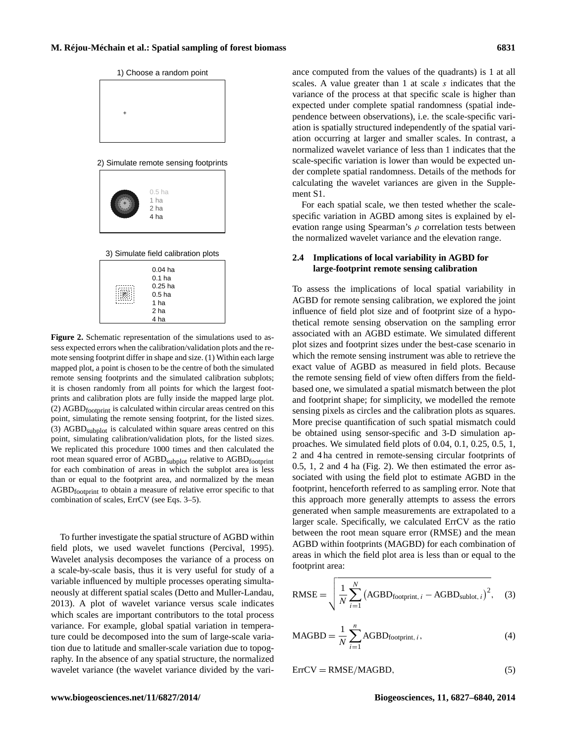1) Choose a random point

2) Simulate remote sensing footprints

0.5 ha
1 ha
2 ha
4 ha

3) Simulate field calibration plots

0.04 ha
0.1 ha
0.25 ha
0.5 ha
1 ha
2 ha
4 ha

**Figure 2.** Schematic representation of the simulations used to assess expected errors when the calibration/validation plots and the remote sensing footprint differ in shape and size. (1) Within each large mapped plot, a point is chosen to be the centre of both the simulated remote sensing footprints and the simulated calibration subplots; it is chosen randomly from all points for which the largest footprints and calibration plots are fully inside the mapped large plot. (2) $AGBD_{footprint}$ is calculated within circular areas centred on this point, simulating the remote sensing footprint, for the listed sizes. (3) $AGBD_{subplot}$ is calculated within square areas centred on this point, simulating calibration/validation plots, for the listed sizes. We replicated this procedure 1000 times and then calculated the root mean squared error of $AGBD_{subplot}$ relative to $AGBD_{footprint}$ for each combination of areas in which the subplot area is less than or equal to the footprint area, and normalized by the mean $AGBD_{footprint}$ to obtain a measure of relative error specific to that combination of scales, ErrCV (see Eqs. 3–5).

To further investigate the spatial structure of AGBD within field plots, we used wavelet functions (Percival, 1995). Wavelet analysis decomposes the variance of a process on a scale-by-scale basis, thus it is very useful for study of a variable influenced by multiple processes operating simultaneously at different spatial scales (Detto and Muller-Landau, 2013). A plot of wavelet variance versus scale indicates which scales are important contributors to the total process variance. For example, global spatial variation in temperature could be decomposed into the sum of large-scale variation due to latitude and smaller-scale variation due to topography. In the absence of any spatial structure, the normalized wavelet variance (the wavelet variance divided by the variance computed from the values of the quadrants) is 1 at all scales. A value greater than 1 at scale $s$ indicates that the variance of the process at that specific scale is higher than expected under complete spatial randomness (spatial independence between observations), i.e. the scale-specific variation is spatially structured independently of the spatial variation occurring at larger and smaller scales. In contrast, a normalized wavelet variance of less than 1 indicates that the scale-specific variation is lower than would be expected under complete spatial randomness. Details of the methods for calculating the wavelet variances are given in the Supplement S1.

For each spatial scale, we then tested whether the scale-specific variation in AGBD among sites is explained by elevation range using Spearman's $\rho$ correlation tests between the normalized wavelet variance and the elevation range.

### 2.4 Implications of local variability in AGBD for large-footprint remote sensing calibration

To assess the implications of local spatial variability in AGBD for remote sensing calibration, we explored the joint influence of field plot size and of footprint size of a hypothetical remote sensing observation on the sampling error associated with an AGBD estimate. We simulated different plot sizes and footprint sizes under the best-case scenario in which the remote sensing instrument was able to retrieve the exact value of AGBD as measured in field plots. Because the remote sensing field of view often differs from the field-based one, we simulated a spatial mismatch between the plot and footprint shape; for simplicity, we modelled the remote sensing pixels as circles and the calibration plots as squares. More precise quantification of such spatial mismatch could be obtained using sensor-specific and 3-D simulation approaches. We simulated field plots of 0.04, 0.1, 0.25, 0.5, 1, 2 and 4 ha centred in remote-sensing circular footprints of 0.5, 1, 2 and 4 ha (Fig. 2). We then estimated the error associated with using the field plot to estimate AGBD in the footprint, henceforth referred to as sampling error. Note that this approach more generally attempts to assess the errors generated when sample measurements are extrapolated to a larger scale. Specifically, we calculated ErrCV as the ratio between the root mean square error (RMSE) and the mean AGBD within footprints (MAGBD) for each combination of areas in which the field plot area is less than or equal to the footprint area:

$$\mathrm{RMSE} = \sqrt{\frac{1}{N}\sum_{i=1}^{N}\left(\mathrm{AGBD}_{\mathrm{footprint},\,i} - \mathrm{AGBD}_{\mathrm{sublot},\,i}\right)^2}, \quad (3)$$

$$\mathrm{MAGBD} = \frac{1}{N}\sum_{i=1}^{n}\mathrm{AGBD}_{\mathrm{footprint},\,i}, \quad (4)$$

$$\mathrm{ErrCV} = \mathrm{RMSE}/\mathrm{MAGBD}, \quad (5)$$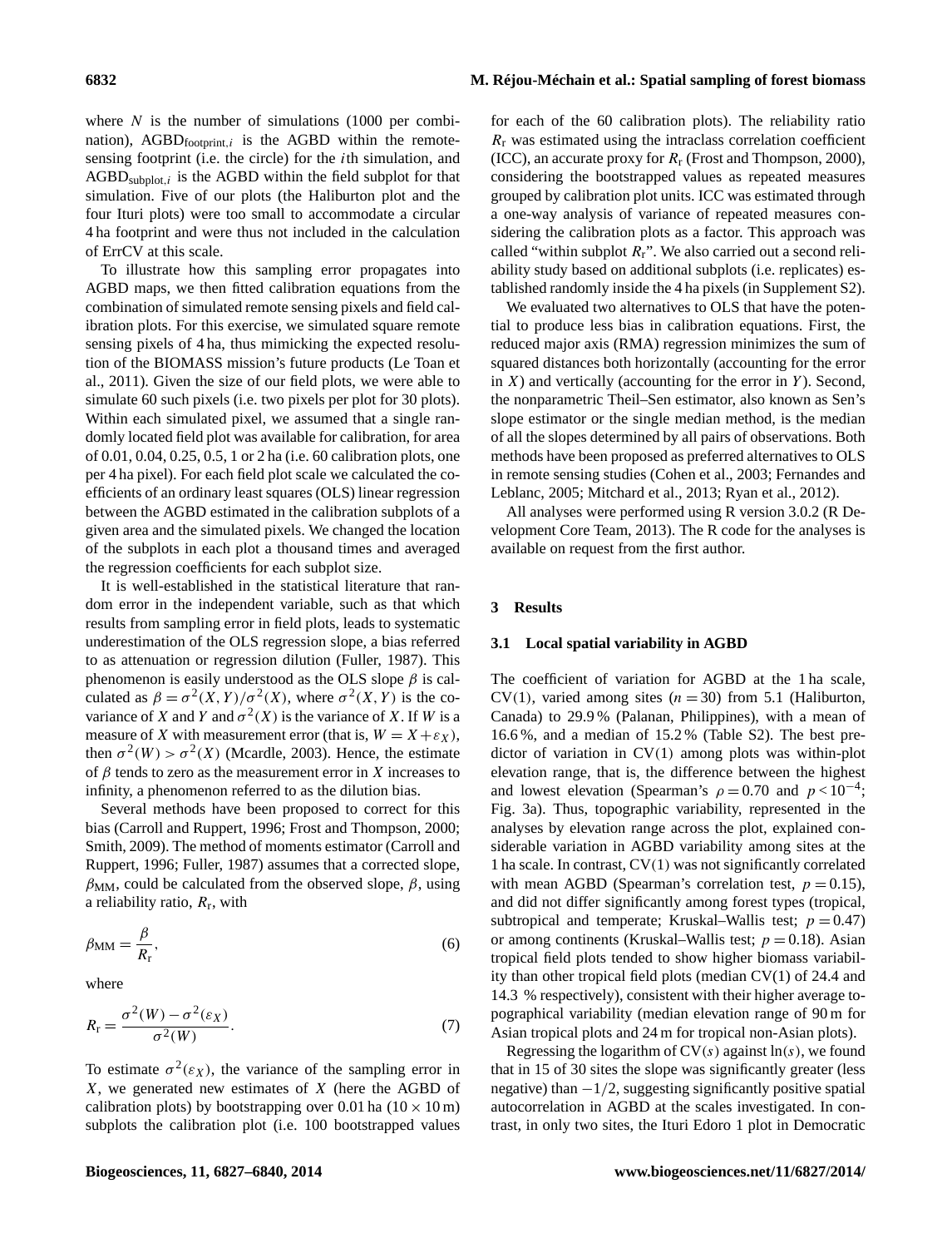where $N$ is the number of simulations (1000 per combination), $AGBD_{footprint,i}$ is the AGBD within the remote-sensing footprint (i.e. the circle) for the $i$th simulation, and $AGBD_{subplot,i}$ is the AGBD within the field subplot for that simulation. Five of our plots (the Haliburton plot and the four Ituri plots) were too small to accommodate a circular 4 ha footprint and were thus not included in the calculation of ErrCV at this scale.

To illustrate how this sampling error propagates into AGBD maps, we then fitted calibration equations from the combination of simulated remote sensing pixels and field calibration plots. For this exercise, we simulated square remote sensing pixels of 4 ha, thus mimicking the expected resolution of the BIOMASS mission's future products (Le Toan et al., 2011). Given the size of our field plots, we were able to simulate 60 such pixels (i.e. two pixels per plot for 30 plots). Within each simulated pixel, we assumed that a single randomly located field plot was available for calibration, for area of 0.01, 0.04, 0.25, 0.5, 1 or 2 ha (i.e. 60 calibration plots, one per 4 ha pixel). For each field plot scale we calculated the coefficients of an ordinary least squares (OLS) linear regression between the AGBD estimated in the calibration subplots of a given area and the simulated pixels. We changed the location of the subplots in each plot a thousand times and averaged the regression coefficients for each subplot size.

It is well-established in the statistical literature that random error in the independent variable, such as that which results from sampling error in field plots, leads to systematic underestimation of the OLS regression slope, a bias referred to as attenuation or regression dilution (Fuller, 1987). This phenomenon is easily understood as the OLS slope $\beta$ is calculated as $\beta = \sigma^2(X,Y)/\sigma^2(X)$, where $\sigma^2(X,Y)$ is the covariance of $X$ and $Y$ and $\sigma^2(X)$ is the variance of $X$. If $W$ is a measure of $X$ with measurement error (that is, $W = X + \varepsilon_X$), then $\sigma^2(W) > \sigma^2(X)$ (Mcardle, 2003). Hence, the estimate of $\beta$ tends to zero as the measurement error in $X$ increases to infinity, a phenomenon referred to as the dilution bias.

Several methods have been proposed to correct for this bias (Carroll and Ruppert, 1996; Frost and Thompson, 2000; Smith, 2009). The method of moments estimator (Carroll and Ruppert, 1996; Fuller, 1987) assumes that a corrected slope, $\beta_{MM}$, could be calculated from the observed slope, $\beta$, using a reliability ratio, $R_r$, with

$$\beta_{MM} = \frac{\beta}{R_r}, \tag{6}$$

where

$$R_r = \frac{\sigma^2(W) - \sigma^2(\varepsilon_X)}{\sigma^2(W)}. \tag{7}$$

To estimate $\sigma^2(\varepsilon_X)$, the variance of the sampling error in $X$, we generated new estimates of $X$ (here the AGBD of calibration plots) by bootstrapping over 0.01 ha ($10 \times 10$ m) subplots the calibration plot (i.e. 100 bootstrapped values for each of the 60 calibration plots). The reliability ratio $R_r$ was estimated using the intraclass correlation coefficient (ICC), an accurate proxy for $R_r$ (Frost and Thompson, 2000), considering the bootstrapped values as repeated measures grouped by calibration plot units. ICC was estimated through a one-way analysis of variance of repeated measures considering the calibration plots as a factor. This approach was called "within subplot $R_r$". We also carried out a second reliability study based on additional subplots (i.e. replicates) established randomly inside the 4 ha pixels (in Supplement S2).

We evaluated two alternatives to OLS that have the potential to produce less bias in calibration equations. First, the reduced major axis (RMA) regression minimizes the sum of squared distances both horizontally (accounting for the error in $X$) and vertically (accounting for the error in $Y$). Second, the nonparametric Theil–Sen estimator, also known as Sen's slope estimator or the single median method, is the median of all the slopes determined by all pairs of observations. Both methods have been proposed as preferred alternatives to OLS in remote sensing studies (Cohen et al., 2003; Fernandes and Leblanc, 2005; Mitchard et al., 2013; Ryan et al., 2012).

All analyses were performed using R version 3.0.2 (R Development Core Team, 2013). The R code for the analyses is available on request from the first author.

## 3 Results

### 3.1 Local spatial variability in AGBD

The coefficient of variation for AGBD at the 1 ha scale, CV(1), varied among sites ($n = 30$) from 5.1 (Haliburton, Canada) to 29.9 % (Palanan, Philippines), with a mean of 16.6 %, and a median of 15.2 % (Table S2). The best predictor of variation in CV(1) among plots was within-plot elevation range, that is, the difference between the highest and lowest elevation (Spearman's $\rho = 0.70$ and $p < 10^{-4}$; Fig. 3a). Thus, topographic variability, represented in the analyses by elevation range across the plot, explained considerable variation in AGBD variability among sites at the 1 ha scale. In contrast, CV(1) was not significantly correlated with mean AGBD (Spearman's correlation test, $p = 0.15$), and did not differ significantly among forest types (tropical, subtropical and temperate; Kruskal–Wallis test; $p = 0.47$) or among continents (Kruskal–Wallis test; $p = 0.18$). Asian tropical field plots tended to show higher biomass variability than other tropical field plots (median CV(1) of 24.4 and 14.3 % respectively), consistent with their higher average topographical variability (median elevation range of 90 m for Asian tropical plots and 24 m for tropical non-Asian plots).

Regressing the logarithm of CV($s$) against ln($s$), we found that in 15 of 30 sites the slope was significantly greater (less negative) than $-1/2$, suggesting significantly positive spatial autocorrelation in AGBD at the scales investigated. In contrast, in only two sites, the Ituri Edoro 1 plot in Democratic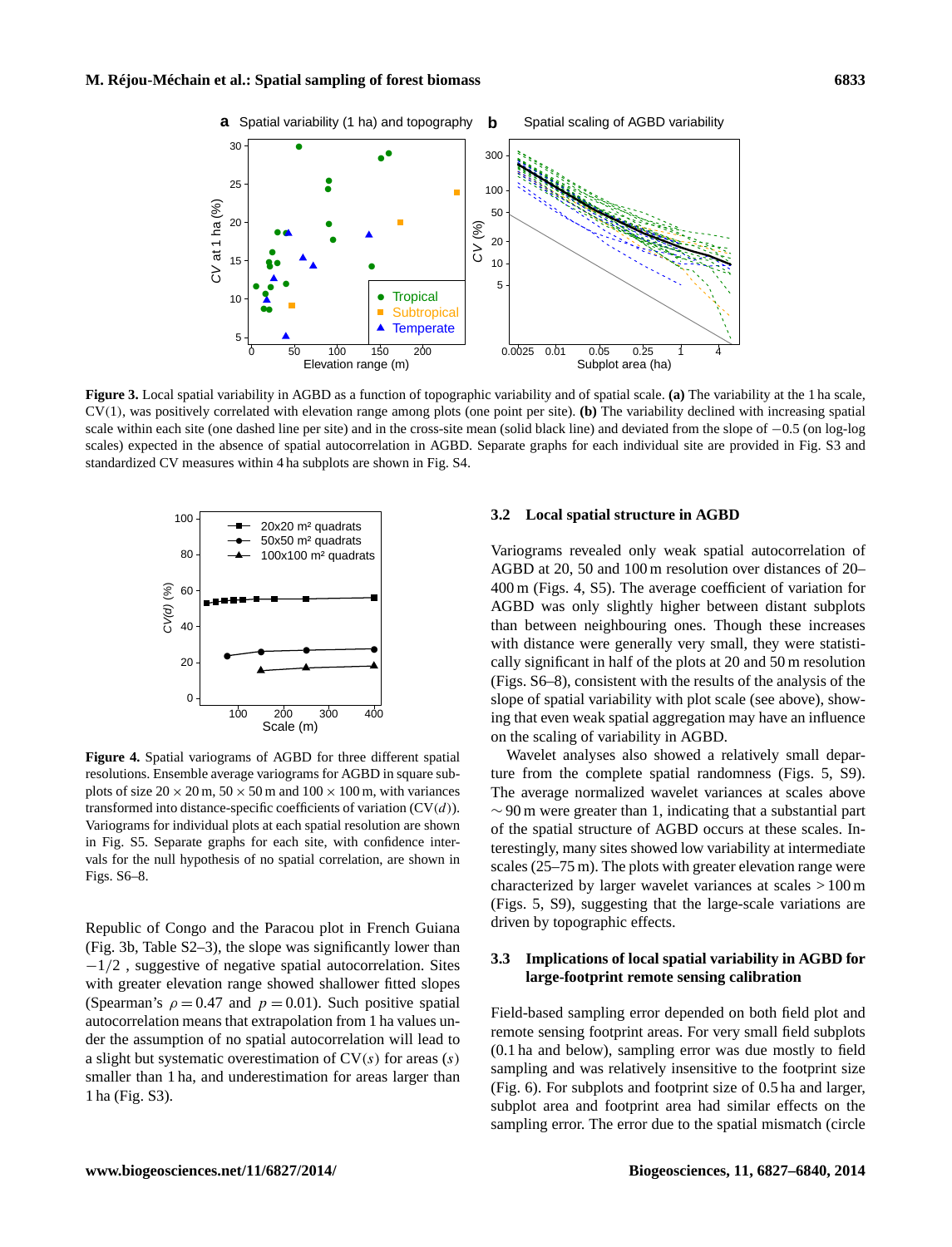**Figure 3.** Local spatial variability in AGBD as a function of topographic variability and of spatial scale. **(a)** The variability at the 1 ha scale, CV(1), was positively correlated with elevation range among plots (one point per site). **(b)** The variability declined with increasing spatial scale within each site (one dashed line per site) and in the cross-site mean (solid black line) and deviated from the slope of $-0.5$ (on log-log scales) expected in the absence of spatial autocorrelation in AGBD. Separate graphs for each individual site are provided in Fig. S3 and standardized CV measures within 4 ha subplots are shown in Fig. S4.

**Figure 4.** Spatial variograms of AGBD for three different spatial resolutions. Ensemble average variograms for AGBD in square subplots of size $20 \times 20$ m, $50 \times 50$ m and $100 \times 100$ m, with variances transformed into distance-specific coefficients of variation (CV($d$)). Variograms for individual plots at each spatial resolution are shown in Fig. S5. Separate graphs for each site, with confidence intervals for the null hypothesis of no spatial correlation, are shown in Figs. S6–8.

Republic of Congo and the Paracou plot in French Guiana (Fig. 3b, Table S2–3), the slope was significantly lower than $-1/2$ , suggestive of negative spatial autocorrelation. Sites with greater elevation range showed shallower fitted slopes (Spearman's $\rho = 0.47$ and $p = 0.01$). Such positive spatial autocorrelation means that extrapolation from 1 ha values under the assumption of no spatial autocorrelation will lead to a slight but systematic overestimation of CV($s$) for areas ($s$) smaller than 1 ha, and underestimation for areas larger than 1 ha (Fig. S3).

### 3.2 Local spatial structure in AGBD

Variograms revealed only weak spatial autocorrelation of AGBD at 20, 50 and 100 m resolution over distances of 20–400 m (Figs. 4, S5). The average coefficient of variation for AGBD was only slightly higher between distant subplots than between neighbouring ones. Though these increases with distance were generally very small, they were statistically significant in half of the plots at 20 and 50 m resolution (Figs. S6–8), consistent with the results of the analysis of the slope of spatial variability with plot scale (see above), showing that even weak spatial aggregation may have an influence on the scaling of variability in AGBD.

Wavelet analyses also showed a relatively small departure from the complete spatial randomness (Figs. 5, S9). The average normalized wavelet variances at scales above $\sim 90$ m were greater than 1, indicating that a substantial part of the spatial structure of AGBD occurs at these scales. Interestingly, many sites showed low variability at intermediate scales (25–75 m). The plots with greater elevation range were characterized by larger wavelet variances at scales $> 100$ m (Figs. 5, S9), suggesting that the large-scale variations are driven by topographic effects.

### 3.3 Implications of local spatial variability in AGBD for large-footprint remote sensing calibration

Field-based sampling error depended on both field plot and remote sensing footprint areas. For very small field subplots (0.1 ha and below), sampling error was due mostly to field sampling and was relatively insensitive to the footprint size (Fig. 6). For subplots and footprint size of 0.5 ha and larger, subplot area and footprint area had similar effects on the sampling error. The error due to the spatial mismatch (circle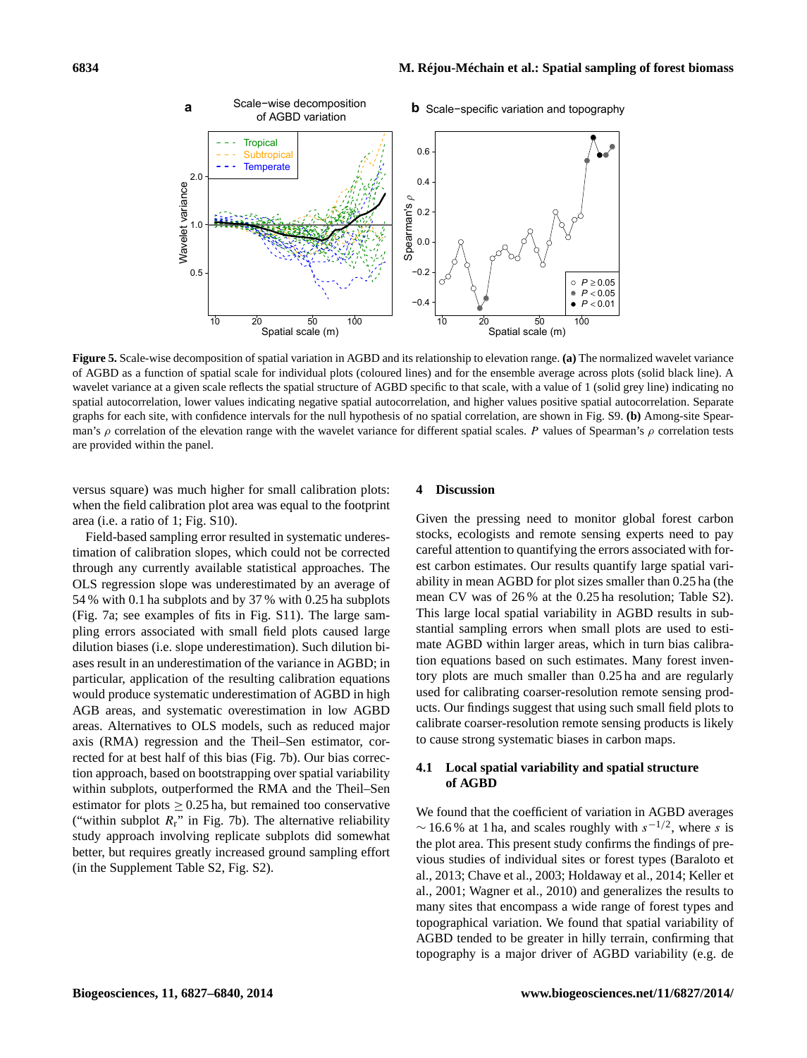**Figure 5.** Scale-wise decomposition of spatial variation in AGBD and its relationship to elevation range. **(a)** The normalized wavelet variance of AGBD as a function of spatial scale for individual plots (coloured lines) and for the ensemble average across plots (solid black line). A wavelet variance at a given scale reflects the spatial structure of AGBD specific to that scale, with a value of 1 (solid grey line) indicating no spatial autocorrelation, lower values indicating negative spatial autocorrelation, and higher values positive spatial autocorrelation. Separate graphs for each site, with confidence intervals for the null hypothesis of no spatial correlation, are shown in Fig. S9. **(b)** Among-site Spearman's $\rho$ correlation of the elevation range with the wavelet variance for different spatial scales. $P$ values of Spearman's $\rho$ correlation tests are provided within the panel.

versus square) was much higher for small calibration plots: when the field calibration plot area was equal to the footprint area (i.e. a ratio of 1; Fig. S10).

Field-based sampling error resulted in systematic underestimation of calibration slopes, which could not be corrected through any currently available statistical approaches. The OLS regression slope was underestimated by an average of 54 % with 0.1 ha subplots and by 37 % with 0.25 ha subplots (Fig. 7a; see examples of fits in Fig. S11). The large sampling errors associated with small field plots caused large dilution biases (i.e. slope underestimation). Such dilution biases result in an underestimation of the variance in AGBD; in particular, application of the resulting calibration equations would produce systematic underestimation of AGBD in high AGB areas, and systematic overestimation in low AGBD areas. Alternatives to OLS models, such as reduced major axis (RMA) regression and the Theil–Sen estimator, corrected for at best half of this bias (Fig. 7b). Our bias correction approach, based on bootstrapping over spatial variability within subplots, outperformed the RMA and the Theil–Sen estimator for plots $\geq 0.25$ ha, but remained too conservative ("within subplot $R_r$" in Fig. 7b). The alternative reliability study approach involving replicate subplots did somewhat better, but requires greatly increased ground sampling effort (in the Supplement Table S2, Fig. S2).

## 4 Discussion

Given the pressing need to monitor global forest carbon stocks, ecologists and remote sensing experts need to pay careful attention to quantifying the errors associated with forest carbon estimates. Our results quantify large spatial variability in mean AGBD for plot sizes smaller than 0.25 ha (the mean CV was of 26 % at the 0.25 ha resolution; Table S2). This large local spatial variability in AGBD results in substantial sampling errors when small plots are used to estimate AGBD within larger areas, which in turn bias calibration equations based on such estimates. Many forest inventory plots are much smaller than 0.25 ha and are regularly used for calibrating coarser-resolution remote sensing products. Our findings suggest that using such small field plots to calibrate coarser-resolution remote sensing products is likely to cause strong systematic biases in carbon maps.

### 4.1 Local spatial variability and spatial structure of AGBD

We found that the coefficient of variation in AGBD averages $\sim 16.6$ % at 1 ha, and scales roughly with $s^{-1/2}$, where $s$ is the plot area. This present study confirms the findings of previous studies of individual sites or forest types (Baraloto et al., 2013; Chave et al., 2003; Holdaway et al., 2014; Keller et al., 2001; Wagner et al., 2010) and generalizes the results to many sites that encompass a wide range of forest types and topographical variation. We found that spatial variability of AGBD tended to be greater in hilly terrain, confirming that topography is a major driver of AGBD variability (e.g. de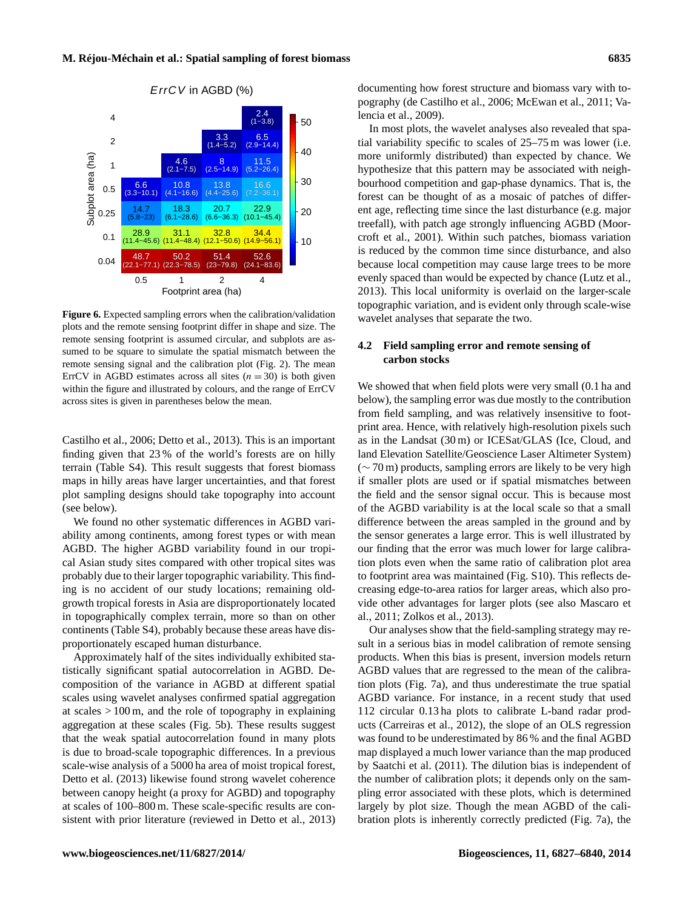**Figure 6.** Expected sampling errors when the calibration/validation plots and the remote sensing footprint differ in shape and size. The remote sensing footprint is assumed circular, and subplots are assumed to be square to simulate the spatial mismatch between the remote sensing signal and the calibration plot (Fig. 2). The mean ErrCV in AGBD estimates across all sites ($n = 30$) is both given within the figure and illustrated by colours, and the range of ErrCV across sites is given in parentheses below the mean.

Castilho et al., 2006; Detto et al., 2013). This is an important finding given that 23 % of the world's forests are on hilly terrain (Table S4). This result suggests that forest biomass maps in hilly areas have larger uncertainties, and that forest plot sampling designs should take topography into account (see below).

We found no other systematic differences in AGBD variability among continents, among forest types or with mean AGBD. The higher AGBD variability found in our tropical Asian study sites compared with other tropical sites was probably due to their larger topographic variability. This finding is no accident of our study locations; remaining old-growth tropical forests in Asia are disproportionately located in topographically complex terrain, more so than on other continents (Table S4), probably because these areas have disproportionately escaped human disturbance.

Approximately half of the sites individually exhibited statistically significant spatial autocorrelation in AGBD. Decomposition of the variance in AGBD at different spatial scales using wavelet analyses confirmed spatial aggregation at scales > 100 m, and the role of topography in explaining aggregation at these scales (Fig. 5b). These results suggest that the weak spatial autocorrelation found in many plots is due to broad-scale topographic differences. In a previous scale-wise analysis of a 5000 ha area of moist tropical forest, Detto et al. (2013) likewise found strong wavelet coherence between canopy height (a proxy for AGBD) and topography at scales of 100–800 m. These scale-specific results are consistent with prior literature (reviewed in Detto et al., 2013) documenting how forest structure and biomass vary with topography (de Castilho et al., 2006; McEwan et al., 2011; Valencia et al., 2009).

In most plots, the wavelet analyses also revealed that spatial variability specific to scales of 25–75 m was lower (i.e. more uniformly distributed) than expected by chance. We hypothesize that this pattern may be associated with neighbourhood competition and gap-phase dynamics. That is, the forest can be thought of as a mosaic of patches of different age, reflecting time since the last disturbance (e.g. major treefall), with patch age strongly influencing AGBD (Moorcroft et al., 2001). Within such patches, biomass variation is reduced by the common time since disturbance, and also because local competition may cause large trees to be more evenly spaced than would be expected by chance (Lutz et al., 2013). This local uniformity is overlaid on the larger-scale topographic variation, and is evident only through scale-wise wavelet analyses that separate the two.

## 4.2 Field sampling error and remote sensing of carbon stocks

We showed that when field plots were very small (0.1 ha and below), the sampling error was due mostly to the contribution from field sampling, and was relatively insensitive to footprint area. Hence, with relatively high-resolution pixels such as in the Landsat (30 m) or ICESat/GLAS (Ice, Cloud, and land Elevation Satellite/Geoscience Laser Altimeter System) (∼ 70 m) products, sampling errors are likely to be very high if smaller plots are used or if spatial mismatches between the field and the sensor signal occur. This is because most of the AGBD variability is at the local scale so that a small difference between the areas sampled in the ground and by the sensor generates a large error. This is well illustrated by our finding that the error was much lower for large calibration plots even when the same ratio of calibration plot area to footprint area was maintained (Fig. S10). This reflects decreasing edge-to-area ratios for larger areas, which also provide other advantages for larger plots (see also Mascaro et al., 2011; Zolkos et al., 2013).

Our analyses show that the field-sampling strategy may result in a serious bias in model calibration of remote sensing products. When this bias is present, inversion models return AGBD values that are regressed to the mean of the calibration plots (Fig. 7a), and thus underestimate the true spatial AGBD variance. For instance, in a recent study that used 112 circular 0.13 ha plots to calibrate L-band radar products (Carreiras et al., 2012), the slope of an OLS regression was found to be underestimated by 86 % and the final AGBD map displayed a much lower variance than the map produced by Saatchi et al. (2011). The dilution bias is independent of the number of calibration plots; it depends only on the sampling error associated with these plots, which is determined largely by plot size. Though the mean AGBD of the calibration plots is inherently correctly predicted (Fig. 7a), the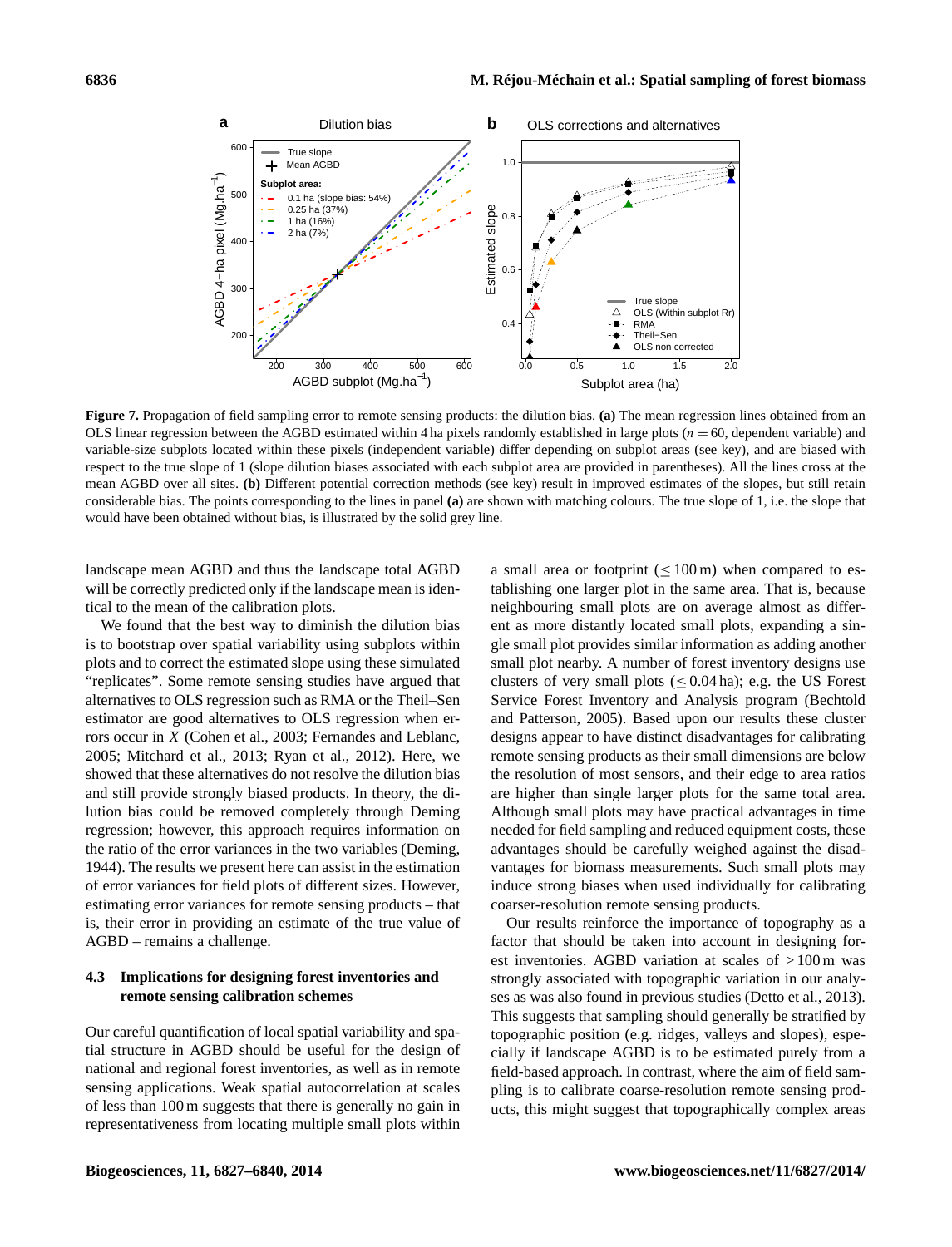**Figure 7.** Propagation of field sampling error to remote sensing products: the dilution bias. **(a)** The mean regression lines obtained from an OLS linear regression between the AGBD estimated within 4 ha pixels randomly established in large plots ($n = 60$, dependent variable) and variable-size subplots located within these pixels (independent variable) differ depending on subplot areas (see key), and are biased with respect to the true slope of 1 (slope dilution biases associated with each subplot area are provided in parentheses). All the lines cross at the mean AGBD over all sites. **(b)** Different potential correction methods (see key) result in improved estimates of the slopes, but still retain considerable bias. The points corresponding to the lines in panel **(a)** are shown with matching colours. The true slope of 1, i.e. the slope that would have been obtained without bias, is illustrated by the solid grey line.

landscape mean AGBD and thus the landscape total AGBD will be correctly predicted only if the landscape mean is identical to the mean of the calibration plots.

We found that the best way to diminish the dilution bias is to bootstrap over spatial variability using subplots within plots and to correct the estimated slope using these simulated "replicates". Some remote sensing studies have argued that alternatives to OLS regression such as RMA or the Theil–Sen estimator are good alternatives to OLS regression when errors occur in $X$ (Cohen et al., 2003; Fernandes and Leblanc, 2005; Mitchard et al., 2013; Ryan et al., 2012). Here, we showed that these alternatives do not resolve the dilution bias and still provide strongly biased products. In theory, the dilution bias could be removed completely through Deming regression; however, this approach requires information on the ratio of the error variances in the two variables (Deming, 1944). The results we present here can assist in the estimation of error variances for field plots of different sizes. However, estimating error variances for remote sensing products – that is, their error in providing an estimate of the true value of AGBD – remains a challenge.

### 4.3 Implications for designing forest inventories and remote sensing calibration schemes

Our careful quantification of local spatial variability and spatial structure in AGBD should be useful for the design of national and regional forest inventories, as well as in remote sensing applications. Weak spatial autocorrelation at scales of less than 100 m suggests that there is generally no gain in representativeness from locating multiple small plots within a small area or footprint ($\leq 100$ m) when compared to establishing one larger plot in the same area. That is, because neighbouring small plots are on average almost as different as more distantly located small plots, expanding a single small plot provides similar information as adding another small plot nearby. A number of forest inventory designs use clusters of very small plots ($\leq 0.04$ ha); e.g. the US Forest Service Forest Inventory and Analysis program (Bechtold and Patterson, 2005). Based upon our results these cluster designs appear to have distinct disadvantages for calibrating remote sensing products as their small dimensions are below the resolution of most sensors, and their edge to area ratios are higher than single larger plots for the same total area. Although small plots may have practical advantages in time needed for field sampling and reduced equipment costs, these advantages should be carefully weighed against the disadvantages for biomass measurements. Such small plots may induce strong biases when used individually for calibrating coarser-resolution remote sensing products.

Our results reinforce the importance of topography as a factor that should be taken into account in designing forest inventories. AGBD variation at scales of $> 100$ m was strongly associated with topographic variation in our analyses as was also found in previous studies (Detto et al., 2013). This suggests that sampling should generally be stratified by topographic position (e.g. ridges, valleys and slopes), especially if landscape AGBD is to be estimated purely from a field-based approach. In contrast, where the aim of field sampling is to calibrate coarse-resolution remote sensing products, this might suggest that topographically complex areas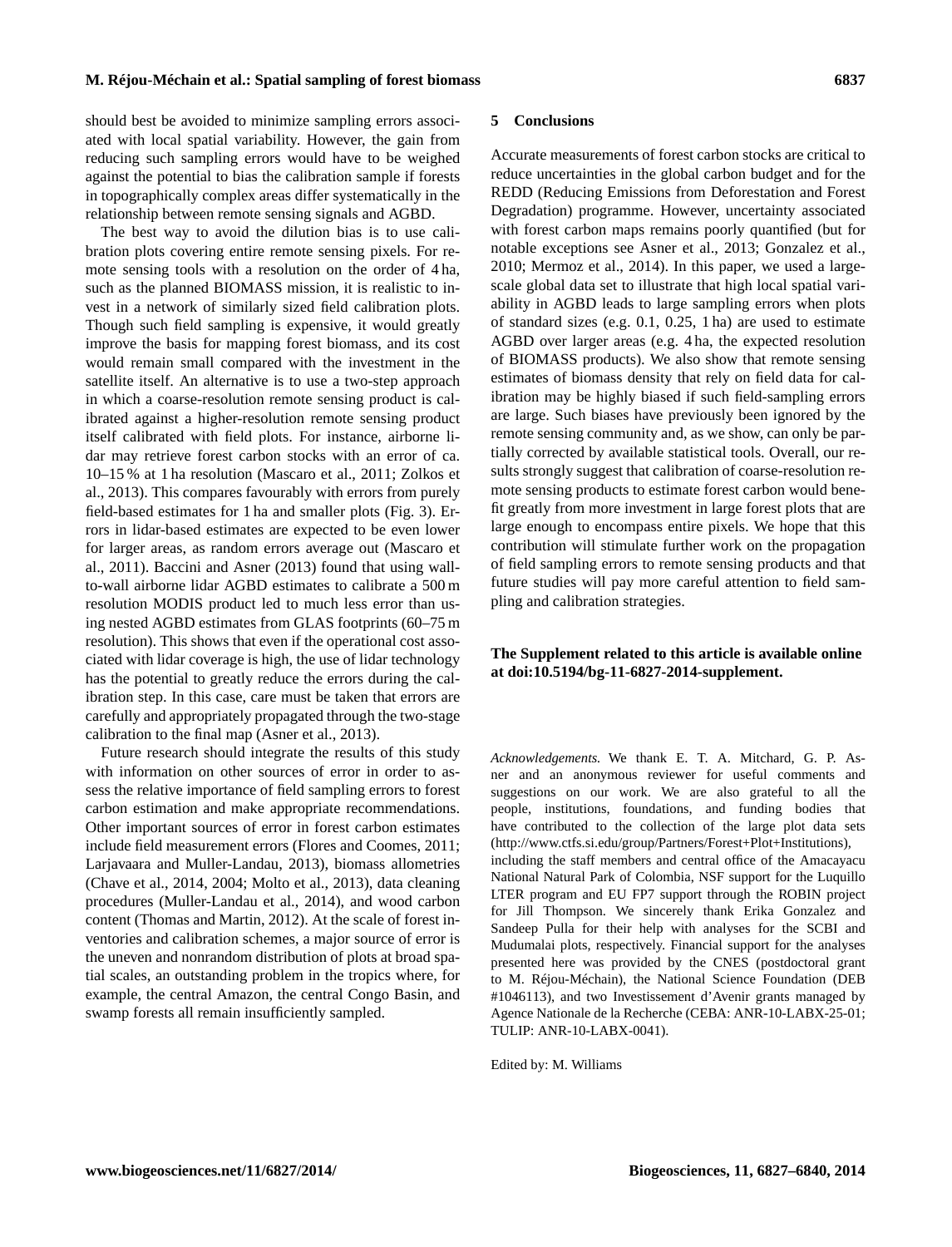should best be avoided to minimize sampling errors associated with local spatial variability. However, the gain from reducing such sampling errors would have to be weighed against the potential to bias the calibration sample if forests in topographically complex areas differ systematically in the relationship between remote sensing signals and AGBD.

The best way to avoid the dilution bias is to use calibration plots covering entire remote sensing pixels. For remote sensing tools with a resolution on the order of 4 ha, such as the planned BIOMASS mission, it is realistic to invest in a network of similarly sized field calibration plots. Though such field sampling is expensive, it would greatly improve the basis for mapping forest biomass, and its cost would remain small compared with the investment in the satellite itself. An alternative is to use a two-step approach in which a coarse-resolution remote sensing product is calibrated against a higher-resolution remote sensing product itself calibrated with field plots. For instance, airborne lidar may retrieve forest carbon stocks with an error of ca. 10–15 % at 1 ha resolution (Mascaro et al., 2011; Zolkos et al., 2013). This compares favourably with errors from purely field-based estimates for 1 ha and smaller plots (Fig. 3). Errors in lidar-based estimates are expected to be even lower for larger areas, as random errors average out (Mascaro et al., 2011). Baccini and Asner (2013) found that using wall-to-wall airborne lidar AGBD estimates to calibrate a 500 m resolution MODIS product led to much less error than using nested AGBD estimates from GLAS footprints (60–75 m resolution). This shows that even if the operational cost associated with lidar coverage is high, the use of lidar technology has the potential to greatly reduce the errors during the calibration step. In this case, care must be taken that errors are carefully and appropriately propagated through the two-stage calibration to the final map (Asner et al., 2013).

Future research should integrate the results of this study with information on other sources of error in order to assess the relative importance of field sampling errors to forest carbon estimation and make appropriate recommendations. Other important sources of error in forest carbon estimates include field measurement errors (Flores and Coomes, 2011; Larjavaara and Muller-Landau, 2013), biomass allometries (Chave et al., 2014, 2004; Molto et al., 2013), data cleaning procedures (Muller-Landau et al., 2014), and wood carbon content (Thomas and Martin, 2012). At the scale of forest inventories and calibration schemes, a major source of error is the uneven and nonrandom distribution of plots at broad spatial scales, an outstanding problem in the tropics where, for example, the central Amazon, the central Congo Basin, and swamp forests all remain insufficiently sampled.

## 5 Conclusions

Accurate measurements of forest carbon stocks are critical to reduce uncertainties in the global carbon budget and for the REDD (Reducing Emissions from Deforestation and Forest Degradation) programme. However, uncertainty associated with forest carbon maps remains poorly quantified (but for notable exceptions see Asner et al., 2013; Gonzalez et al., 2010; Mermoz et al., 2014). In this paper, we used a large-scale global data set to illustrate that high local spatial variability in AGBD leads to large sampling errors when plots of standard sizes (e.g. 0.1, 0.25, 1 ha) are used to estimate AGBD over larger areas (e.g. 4 ha, the expected resolution of BIOMASS products). We also show that remote sensing estimates of biomass density that rely on field data for calibration may be highly biased if such field-sampling errors are large. Such biases have previously been ignored by the remote sensing community and, as we show, can only be partially corrected by available statistical tools. Overall, our results strongly suggest that calibration of coarse-resolution remote sensing products to estimate forest carbon would benefit greatly from more investment in large forest plots that are large enough to encompass entire pixels. We hope that this contribution will stimulate further work on the propagation of field sampling errors to remote sensing products and that future studies will pay more careful attention to field sampling and calibration strategies.

**The Supplement related to this article is available online at doi:10.5194/bg-11-6827-2014-supplement.**

*Acknowledgements.* We thank E. T. A. Mitchard, G. P. Asner and an anonymous reviewer for useful comments and suggestions on our work. We are also grateful to all the people, institutions, foundations, and funding bodies that have contributed to the collection of the large plot data sets (http://www.ctfs.si.edu/group/Partners/Forest+Plot+Institutions), including the staff members and central office of the Amacayacu National Natural Park of Colombia, NSF support for the Luquillo LTER program and EU FP7 support through the ROBIN project for Jill Thompson. We sincerely thank Erika Gonzalez and Sandeep Pulla for their help with analyses for the SCBI and Mudumalai plots, respectively. Financial support for the analyses presented here was provided by the CNES (postdoctoral grant to M. Réjou-Méchain), the National Science Foundation (DEB #1046113), and two Investissement d'Avenir grants managed by Agence Nationale de la Recherche (CEBA: ANR-10-LABX-25-01; TULIP: ANR-10-LABX-0041).

Edited by: M. Williams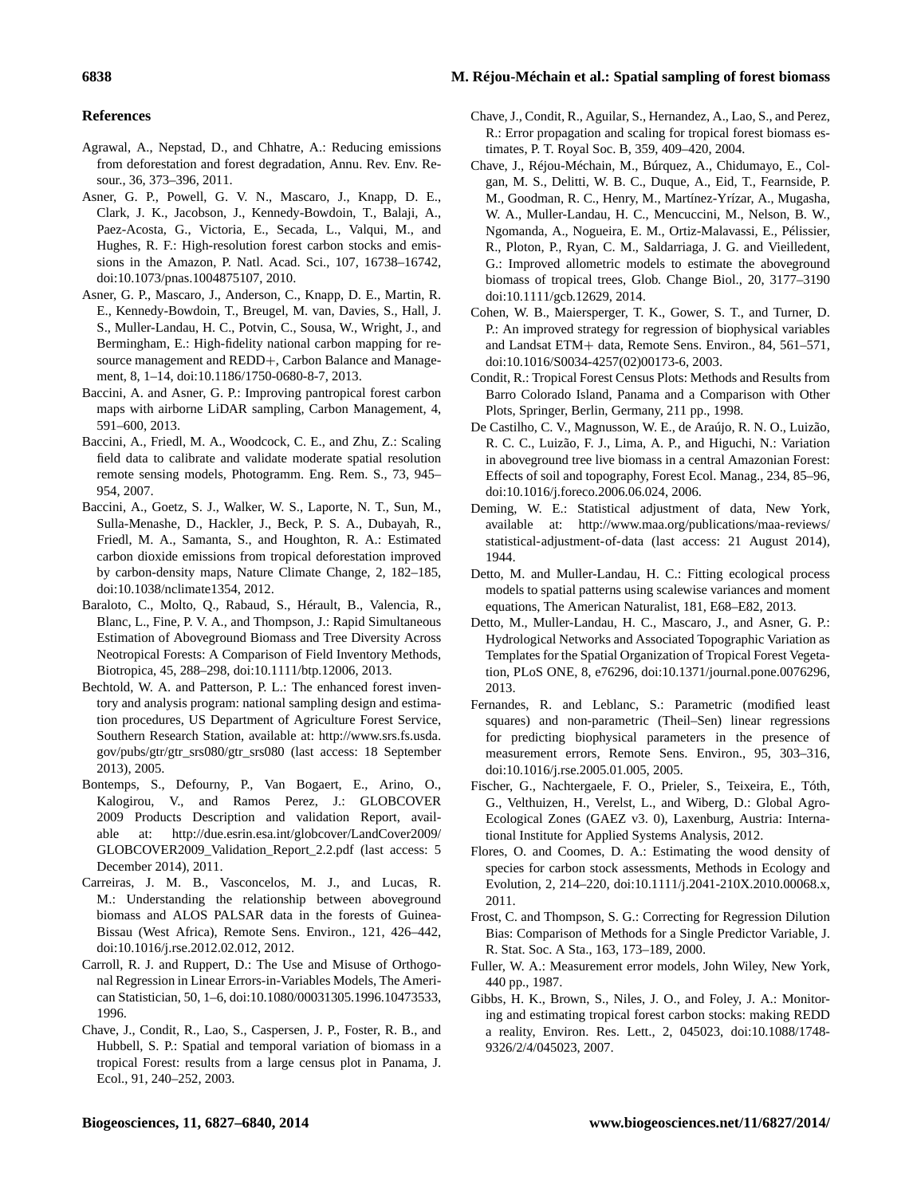## References

Agrawal, A., Nepstad, D., and Chhatre, A.: Reducing emissions from deforestation and forest degradation, Annu. Rev. Env. Resour., 36, 373–396, 2011.

Asner, G. P., Powell, G. V. N., Mascaro, J., Knapp, D. E., Clark, J. K., Jacobson, J., Kennedy-Bowdoin, T., Balaji, A., Paez-Acosta, G., Victoria, E., Secada, L., Valqui, M., and Hughes, R. F.: High-resolution forest carbon stocks and emissions in the Amazon, P. Natl. Acad. Sci., 107, 16738–16742, doi:10.1073/pnas.1004875107, 2010.

Asner, G. P., Mascaro, J., Anderson, C., Knapp, D. E., Martin, R. E., Kennedy-Bowdoin, T., Breugel, M. van, Davies, S., Hall, J. S., Muller-Landau, H. C., Potvin, C., Sousa, W., Wright, J., and Bermingham, E.: High-fidelity national carbon mapping for resource management and REDD+, Carbon Balance and Management, 8, 1–14, doi:10.1186/1750-0680-8-7, 2013.

Baccini, A. and Asner, G. P.: Improving pantropical forest carbon maps with airborne LiDAR sampling, Carbon Management, 4, 591–600, 2013.

Baccini, A., Friedl, M. A., Woodcock, C. E., and Zhu, Z.: Scaling field data to calibrate and validate moderate spatial resolution remote sensing models, Photogramm. Eng. Rem. S., 73, 945–954, 2007.

Baccini, A., Goetz, S. J., Walker, W. S., Laporte, N. T., Sun, M., Sulla-Menashe, D., Hackler, J., Beck, P. S. A., Dubayah, R., Friedl, M. A., Samanta, S., and Houghton, R. A.: Estimated carbon dioxide emissions from tropical deforestation improved by carbon-density maps, Nature Climate Change, 2, 182–185, doi:10.1038/nclimate1354, 2012.

Baraloto, C., Molto, Q., Rabaud, S., Hérault, B., Valencia, R., Blanc, L., Fine, P. V. A., and Thompson, J.: Rapid Simultaneous Estimation of Aboveground Biomass and Tree Diversity Across Neotropical Forests: A Comparison of Field Inventory Methods, Biotropica, 45, 288–298, doi:10.1111/btp.12006, 2013.

Bechtold, W. A. and Patterson, P. L.: The enhanced forest inventory and analysis program: national sampling design and estimation procedures, US Department of Agriculture Forest Service, Southern Research Station, available at: http://www.srs.fs.usda.gov/pubs/gtr/gtr_srs080/gtr_srs080 (last access: 18 September 2013), 2005.

Bontemps, S., Defourny, P., Van Bogaert, E., Arino, O., Kalogirou, V., and Ramos Perez, J.: GLOBCOVER 2009 Products Description and validation Report, available at: http://due.esrin.esa.int/globcover/LandCover2009/GLOBCOVER2009_Validation_Report_2.2.pdf (last access: 5 December 2014), 2011.

Carreiras, J. M. B., Vasconcelos, M. J., and Lucas, R. M.: Understanding the relationship between aboveground biomass and ALOS PALSAR data in the forests of Guinea-Bissau (West Africa), Remote Sens. Environ., 121, 426–442, doi:10.1016/j.rse.2012.02.012, 2012.

Carroll, R. J. and Ruppert, D.: The Use and Misuse of Orthogonal Regression in Linear Errors-in-Variables Models, The American Statistician, 50, 1–6, doi:10.1080/00031305.1996.10473533, 1996.

Chave, J., Condit, R., Lao, S., Caspersen, J. P., Foster, R. B., and Hubbell, S. P.: Spatial and temporal variation of biomass in a tropical Forest: results from a large census plot in Panama, J. Ecol., 91, 240–252, 2003.

Chave, J., Condit, R., Aguilar, S., Hernandez, A., Lao, S., and Perez, R.: Error propagation and scaling for tropical forest biomass estimates, P. T. Royal Soc. B, 359, 409–420, 2004.

Chave, J., Réjou-Méchain, M., Búrquez, A., Chidumayo, E., Colgan, M. S., Delitti, W. B. C., Duque, A., Eid, T., Fearnside, P. M., Goodman, R. C., Henry, M., Martínez-Yrízar, A., Mugasha, W. A., Muller-Landau, H. C., Mencuccini, M., Nelson, B. W., Ngomanda, A., Nogueira, E. M., Ortiz-Malavassi, E., Pélissier, R., Ploton, P., Ryan, C. M., Saldarriaga, J. G. and Vieilledent, G.: Improved allometric models to estimate the aboveground biomass of tropical trees, Glob. Change Biol., 20, 3177–3190 doi:10.1111/gcb.12629, 2014.

Cohen, W. B., Maiersperger, T. K., Gower, S. T., and Turner, D. P.: An improved strategy for regression of biophysical variables and Landsat ETM+ data, Remote Sens. Environ., 84, 561–571, doi:10.1016/S0034-4257(02)00173-6, 2003.

Condit, R.: Tropical Forest Census Plots: Methods and Results from Barro Colorado Island, Panama and a Comparison with Other Plots, Springer, Berlin, Germany, 211 pp., 1998.

De Castilho, C. V., Magnusson, W. E., de Araújo, R. N. O., Luizão, R. C. C., Luizão, F. J., Lima, A. P., and Higuchi, N.: Variation in aboveground tree live biomass in a central Amazonian Forest: Effects of soil and topography, Forest Ecol. Manag., 234, 85–96, doi:10.1016/j.foreco.2006.06.024, 2006.

Deming, W. E.: Statistical adjustment of data, New York, available at: http://www.maa.org/publications/maa-reviews/statistical-adjustment-of-data (last access: 21 August 2014), 1944.

Detto, M. and Muller-Landau, H. C.: Fitting ecological process models to spatial patterns using scalewise variances and moment equations, The American Naturalist, 181, E68–E82, 2013.

Detto, M., Muller-Landau, H. C., Mascaro, J., and Asner, G. P.: Hydrological Networks and Associated Topographic Variation as Templates for the Spatial Organization of Tropical Forest Vegetation, PLoS ONE, 8, e76296, doi:10.1371/journal.pone.0076296, 2013.

Fernandes, R. and Leblanc, S.: Parametric (modified least squares) and non-parametric (Theil–Sen) linear regressions for predicting biophysical parameters in the presence of measurement errors, Remote Sens. Environ., 95, 303–316, doi:10.1016/j.rse.2005.01.005, 2005.

Fischer, G., Nachtergaele, F. O., Prieler, S., Teixeira, E., Tóth, G., Velthuizen, H., Verelst, L., and Wiberg, D.: Global Agro-Ecological Zones (GAEZ v3. 0), Laxenburg, Austria: International Institute for Applied Systems Analysis, 2012.

Flores, O. and Coomes, D. A.: Estimating the wood density of species for carbon stock assessments, Methods in Ecology and Evolution, 2, 214–220, doi:10.1111/j.2041-210X.2010.00068.x, 2011.

Frost, C. and Thompson, S. G.: Correcting for Regression Dilution Bias: Comparison of Methods for a Single Predictor Variable, J. R. Stat. Soc. A Sta., 163, 173–189, 2000.

Fuller, W. A.: Measurement error models, John Wiley, New York, 440 pp., 1987.

Gibbs, H. K., Brown, S., Niles, J. O., and Foley, J. A.: Monitoring and estimating tropical forest carbon stocks: making REDD a reality, Environ. Res. Lett., 2, 045023, doi:10.1088/1748-9326/2/4/045023, 2007.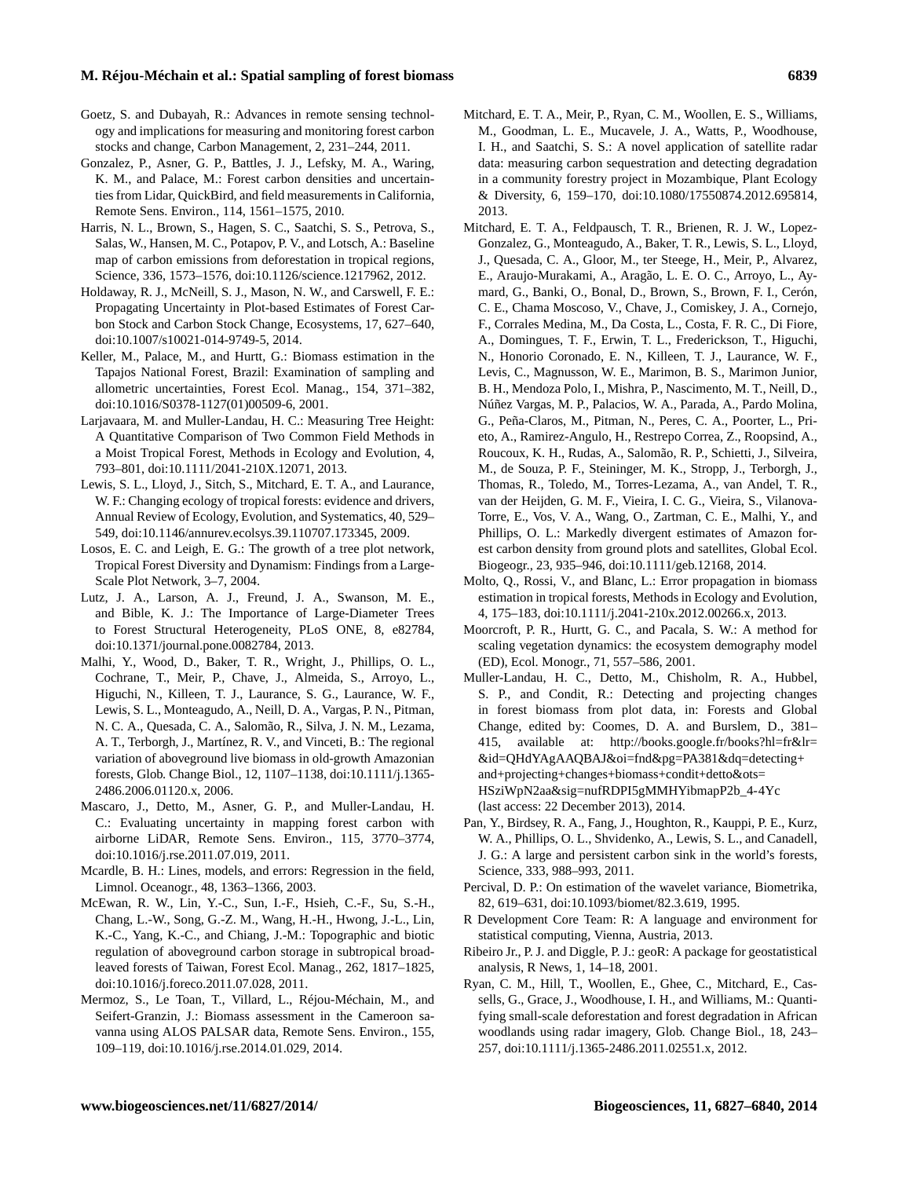Goetz, S. and Dubayah, R.: Advances in remote sensing technology and implications for measuring and monitoring forest carbon stocks and change, Carbon Management, 2, 231–244, 2011.

Gonzalez, P., Asner, G. P., Battles, J. J., Lefsky, M. A., Waring, K. M., and Palace, M.: Forest carbon densities and uncertainties from Lidar, QuickBird, and field measurements in California, Remote Sens. Environ., 114, 1561–1575, 2010.

Harris, N. L., Brown, S., Hagen, S. C., Saatchi, S. S., Petrova, S., Salas, W., Hansen, M. C., Potapov, P. V., and Lotsch, A.: Baseline map of carbon emissions from deforestation in tropical regions, Science, 336, 1573–1576, doi:10.1126/science.1217962, 2012.

Holdaway, R. J., McNeill, S. J., Mason, N. W., and Carswell, F. E.: Propagating Uncertainty in Plot-based Estimates of Forest Carbon Stock and Carbon Stock Change, Ecosystems, 17, 627–640, doi:10.1007/s10021-014-9749-5, 2014.

Keller, M., Palace, M., and Hurtt, G.: Biomass estimation in the Tapajos National Forest, Brazil: Examination of sampling and allometric uncertainties, Forest Ecol. Manag., 154, 371–382, doi:10.1016/S0378-1127(01)00509-6, 2001.

Larjavaara, M. and Muller-Landau, H. C.: Measuring Tree Height: A Quantitative Comparison of Two Common Field Methods in a Moist Tropical Forest, Methods in Ecology and Evolution, 4, 793–801, doi:10.1111/2041-210X.12071, 2013.

Lewis, S. L., Lloyd, J., Sitch, S., Mitchard, E. T. A., and Laurance, W. F.: Changing ecology of tropical forests: evidence and drivers, Annual Review of Ecology, Evolution, and Systematics, 40, 529–549, doi:10.1146/annurev.ecolsys.39.110707.173345, 2009.

Losos, E. C. and Leigh, E. G.: The growth of a tree plot network, Tropical Forest Diversity and Dynamism: Findings from a Large-Scale Plot Network, 3–7, 2004.

Lutz, J. A., Larson, A. J., Freund, J. A., Swanson, M. E., and Bible, K. J.: The Importance of Large-Diameter Trees to Forest Structural Heterogeneity, PLoS ONE, 8, e82784, doi:10.1371/journal.pone.0082784, 2013.

Malhi, Y., Wood, D., Baker, T. R., Wright, J., Phillips, O. L., Cochrane, T., Meir, P., Chave, J., Almeida, S., Arroyo, L., Higuchi, N., Killeen, T. J., Laurance, S. G., Laurance, W. F., Lewis, S. L., Monteagudo, A., Neill, D. A., Vargas, P. N., Pitman, N. C. A., Quesada, C. A., Salomão, R., Silva, J. N. M., Lezama, A. T., Terborgh, J., Martínez, R. V., and Vinceti, B.: The regional variation of aboveground live biomass in old-growth Amazonian forests, Glob. Change Biol., 12, 1107–1138, doi:10.1111/j.1365-2486.2006.01120.x, 2006.

Mascaro, J., Detto, M., Asner, G. P., and Muller-Landau, H. C.: Evaluating uncertainty in mapping forest carbon with airborne LiDAR, Remote Sens. Environ., 115, 3770–3774, doi:10.1016/j.rse.2011.07.019, 2011.

Mcardle, B. H.: Lines, models, and errors: Regression in the field, Limnol. Oceanogr., 48, 1363–1366, 2003.

McEwan, R. W., Lin, Y.-C., Sun, I.-F., Hsieh, C.-F., Su, S.-H., Chang, L.-W., Song, G.-Z. M., Wang, H.-H., Hwong, J.-L., Lin, K.-C., Yang, K.-C., and Chiang, J.-M.: Topographic and biotic regulation of aboveground carbon storage in subtropical broad-leaved forests of Taiwan, Forest Ecol. Manag., 262, 1817–1825, doi:10.1016/j.foreco.2011.07.028, 2011.

Mermoz, S., Le Toan, T., Villard, L., Réjou-Méchain, M., and Seifert-Granzin, J.: Biomass assessment in the Cameroon savanna using ALOS PALSAR data, Remote Sens. Environ., 155, 109–119, doi:10.1016/j.rse.2014.01.029, 2014.

Mitchard, E. T. A., Meir, P., Ryan, C. M., Woollen, E. S., Williams, M., Goodman, L. E., Mucavele, J. A., Watts, P., Woodhouse, I. H., and Saatchi, S. S.: A novel application of satellite radar data: measuring carbon sequestration and detecting degradation in a community forestry project in Mozambique, Plant Ecology & Diversity, 6, 159–170, doi:10.1080/17550874.2012.695814, 2013.

Mitchard, E. T. A., Feldpausch, T. R., Brienen, R. J. W., Lopez-Gonzalez, G., Monteagudo, A., Baker, T. R., Lewis, S. L., Lloyd, J., Quesada, C. A., Gloor, M., ter Steege, H., Meir, P., Alvarez, E., Araujo-Murakami, A., Aragão, L. E. O. C., Arroyo, L., Aymard, G., Banki, O., Bonal, D., Brown, S., Brown, F. I., Cerón, C. E., Chama Moscoso, V., Chave, J., Comiskey, J. A., Cornejo, F., Corrales Medina, M., Da Costa, L., Costa, F. R. C., Di Fiore, A., Domingues, T. F., Erwin, T. L., Frederickson, T., Higuchi, N., Honorio Coronado, E. N., Killeen, T. J., Laurance, W. F., Levis, C., Magnusson, W. E., Marimon, B. S., Marimon Junior, B. H., Mendoza Polo, I., Mishra, P., Nascimento, M. T., Neill, D., Núñez Vargas, M. P., Palacios, W. A., Parada, A., Pardo Molina, G., Peña-Claros, M., Pitman, N., Peres, C. A., Poorter, L., Prieto, A., Ramirez-Angulo, H., Restrepo Correa, Z., Roopsind, A., Roucoux, K. H., Rudas, A., Salomão, R. P., Schietti, J., Silveira, M., de Souza, P. F., Steininger, M. K., Stropp, J., Terborgh, J., Thomas, R., Toledo, M., Torres-Lezama, A., van Andel, T. R., van der Heijden, G. M. F., Vieira, I. C. G., Vieira, S., Vilanova-Torre, E., Vos, V. A., Wang, O., Zartman, C. E., Malhi, Y., and Phillips, O. L.: Markedly divergent estimates of Amazon forest carbon density from ground plots and satellites, Global Ecol. Biogeogr., 23, 935–946, doi:10.1111/geb.12168, 2014.

Molto, Q., Rossi, V., and Blanc, L.: Error propagation in biomass estimation in tropical forests, Methods in Ecology and Evolution, 4, 175–183, doi:10.1111/j.2041-210x.2012.00266.x, 2013.

Moorcroft, P. R., Hurtt, G. C., and Pacala, S. W.: A method for scaling vegetation dynamics: the ecosystem demography model (ED), Ecol. Monogr., 71, 557–586, 2001.

Muller-Landau, H. C., Detto, M., Chisholm, R. A., Hubbel, S. P., and Condit, R.: Detecting and projecting changes in forest biomass from plot data, in: Forests and Global Change, edited by: Coomes, D. A. and Burslem, D., 381–415, available at: http://books.google.fr/books?hl=fr&lr=&id=QHdYAgAAQBAJ&oi=fnd&pg=PA381&dq=detecting+and+projecting+changes+biomass+condit+detto&ots=HSziWpN2aa&sig=nufRDPI5gMMHYibmapP2b_4-4Yc (last access: 22 December 2013), 2014.

Pan, Y., Birdsey, R. A., Fang, J., Houghton, R., Kauppi, P. E., Kurz, W. A., Phillips, O. L., Shvidenko, A., Lewis, S. L., and Canadell, J. G.: A large and persistent carbon sink in the world's forests, Science, 333, 988–993, 2011.

Percival, D. P.: On estimation of the wavelet variance, Biometrika, 82, 619–631, doi:10.1093/biomet/82.3.619, 1995.

R Development Core Team: R: A language and environment for statistical computing, Vienna, Austria, 2013.

Ribeiro Jr., P. J. and Diggle, P. J.: geoR: A package for geostatistical analysis, R News, 1, 14–18, 2001.

Ryan, C. M., Hill, T., Woollen, E., Ghee, C., Mitchard, E., Cassells, G., Grace, J., Woodhouse, I. H., and Williams, M.: Quantifying small-scale deforestation and forest degradation in African woodlands using radar imagery, Glob. Change Biol., 18, 243–257, doi:10.1111/j.1365-2486.2011.02551.x, 2012.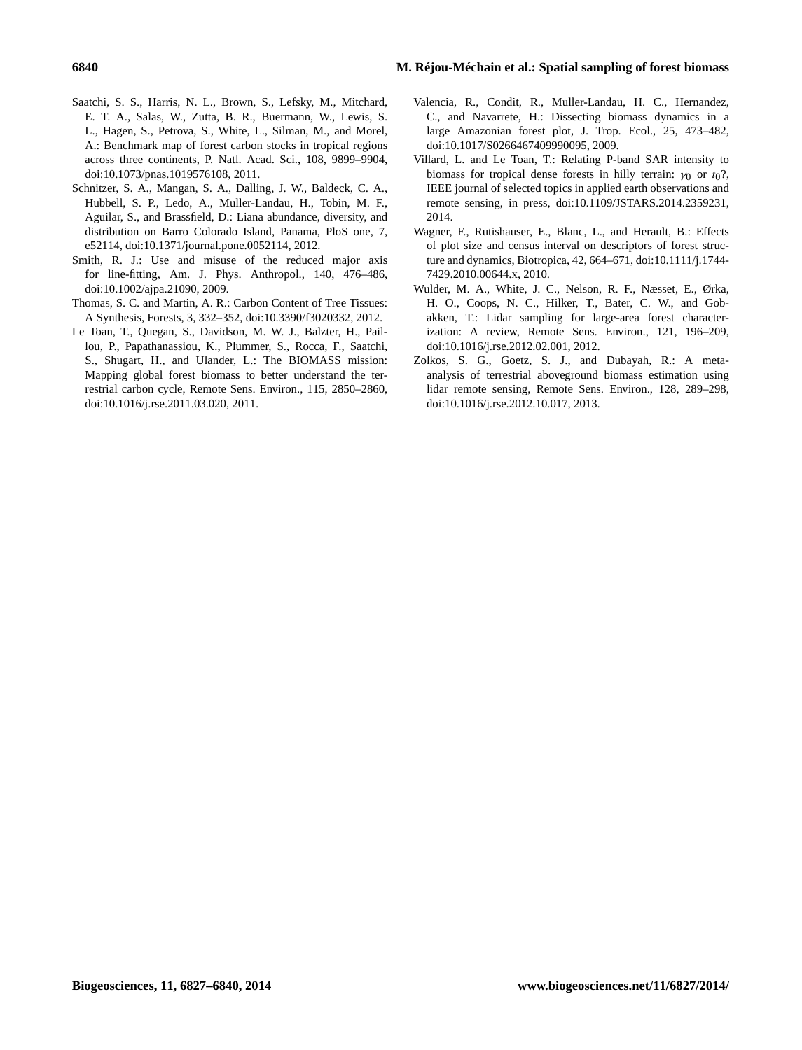Saatchi, S. S., Harris, N. L., Brown, S., Lefsky, M., Mitchard, E. T. A., Salas, W., Zutta, B. R., Buermann, W., Lewis, S. L., Hagen, S., Petrova, S., White, L., Silman, M., and Morel, A.: Benchmark map of forest carbon stocks in tropical regions across three continents, P. Natl. Acad. Sci., 108, 9899–9904, doi:10.1073/pnas.1019576108, 2011.

Schnitzer, S. A., Mangan, S. A., Dalling, J. W., Baldeck, C. A., Hubbell, S. P., Ledo, A., Muller-Landau, H., Tobin, M. F., Aguilar, S., and Brassfield, D.: Liana abundance, diversity, and distribution on Barro Colorado Island, Panama, PloS one, 7, e52114, doi:10.1371/journal.pone.0052114, 2012.

Smith, R. J.: Use and misuse of the reduced major axis for line-fitting, Am. J. Phys. Anthropol., 140, 476–486, doi:10.1002/ajpa.21090, 2009.

Thomas, S. C. and Martin, A. R.: Carbon Content of Tree Tissues: A Synthesis, Forests, 3, 332–352, doi:10.3390/f3020332, 2012.

Le Toan, T., Quegan, S., Davidson, M. W. J., Balzter, H., Paillou, P., Papathanassiou, K., Plummer, S., Rocca, F., Saatchi, S., Shugart, H., and Ulander, L.: The BIOMASS mission: Mapping global forest biomass to better understand the terrestrial carbon cycle, Remote Sens. Environ., 115, 2850–2860, doi:10.1016/j.rse.2011.03.020, 2011.

Valencia, R., Condit, R., Muller-Landau, H. C., Hernandez, C., and Navarrete, H.: Dissecting biomass dynamics in a large Amazonian forest plot, J. Trop. Ecol., 25, 473–482, doi:10.1017/S0266467409990095, 2009.

Villard, L. and Le Toan, T.: Relating P-band SAR intensity to biomass for tropical dense forests in hilly terrain: $\gamma_0$ or $t_0$?, IEEE journal of selected topics in applied earth observations and remote sensing, in press, doi:10.1109/JSTARS.2014.2359231, 2014.

Wagner, F., Rutishauser, E., Blanc, L., and Herault, B.: Effects of plot size and census interval on descriptors of forest structure and dynamics, Biotropica, 42, 664–671, doi:10.1111/j.1744-7429.2010.00644.x, 2010.

Wulder, M. A., White, J. C., Nelson, R. F., Næsset, E., Ørka, H. O., Coops, N. C., Hilker, T., Bater, C. W., and Gobakken, T.: Lidar sampling for large-area forest characterization: A review, Remote Sens. Environ., 121, 196–209, doi:10.1016/j.rse.2012.02.001, 2012.

Zolkos, S. G., Goetz, S. J., and Dubayah, R.: A meta-analysis of terrestrial aboveground biomass estimation using lidar remote sensing, Remote Sens. Environ., 128, 289–298, doi:10.1016/j.rse.2012.10.017, 2013.